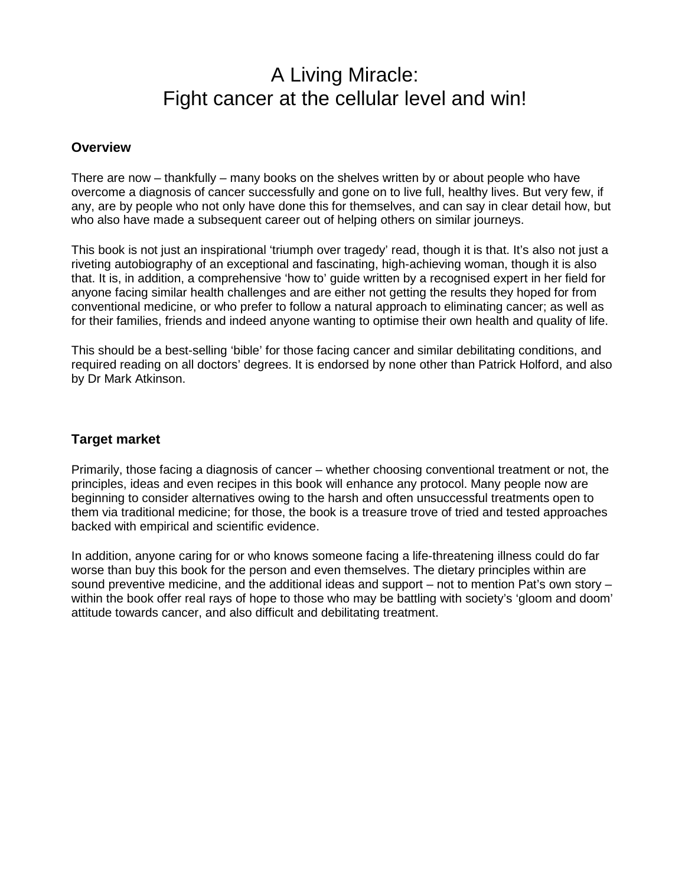# A Living Miracle:
# Fight cancer at the cellular level and win!

## Overview

There are now – thankfully – many books on the shelves written by or about people who have overcome a diagnosis of cancer successfully and gone on to live full, healthy lives. But very few, if any, are by people who not only have done this for themselves, and can say in clear detail how, but who also have made a subsequent career out of helping others on similar journeys.

This book is not just an inspirational 'triumph over tragedy' read, though it is that. It's also not just a riveting autobiography of an exceptional and fascinating, high-achieving woman, though it is also that. It is, in addition, a comprehensive 'how to' guide written by a recognised expert in her field for anyone facing similar health challenges and are either not getting the results they hoped for from conventional medicine, or who prefer to follow a natural approach to eliminating cancer; as well as for their families, friends and indeed anyone wanting to optimise their own health and quality of life.

This should be a best-selling 'bible' for those facing cancer and similar debilitating conditions, and required reading on all doctors' degrees. It is endorsed by none other than Patrick Holford, and also by Dr Mark Atkinson.

## Target market

Primarily, those facing a diagnosis of cancer – whether choosing conventional treatment or not, the principles, ideas and even recipes in this book will enhance any protocol. Many people now are beginning to consider alternatives owing to the harsh and often unsuccessful treatments open to them via traditional medicine; for those, the book is a treasure trove of tried and tested approaches backed with empirical and scientific evidence.

In addition, anyone caring for or who knows someone facing a life-threatening illness could do far worse than buy this book for the person and even themselves. The dietary principles within are sound preventive medicine, and the additional ideas and support – not to mention Pat's own story – within the book offer real rays of hope to those who may be battling with society's 'gloom and doom' attitude towards cancer, and also difficult and debilitating treatment.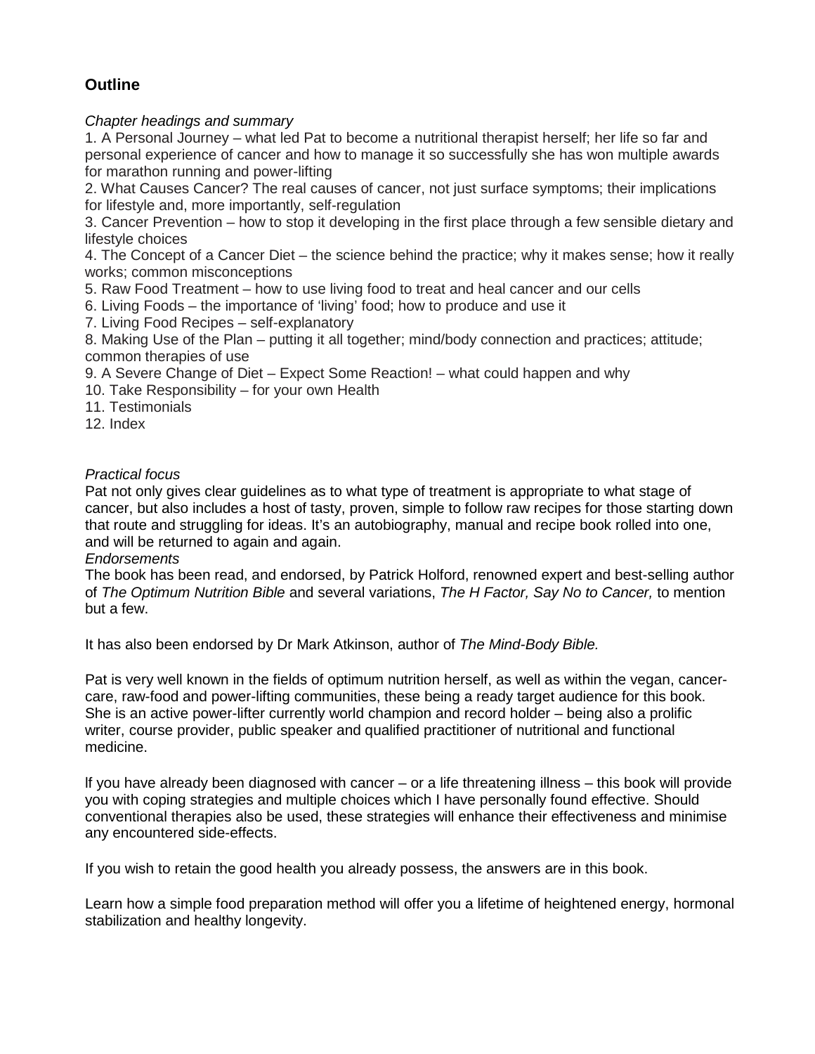## Outline

*Chapter headings and summary*

1. A Personal Journey – what led Pat to become a nutritional therapist herself; her life so far and personal experience of cancer and how to manage it so successfully she has won multiple awards for marathon running and power-lifting
2. What Causes Cancer? The real causes of cancer, not just surface symptoms; their implications for lifestyle and, more importantly, self-regulation
3. Cancer Prevention – how to stop it developing in the first place through a few sensible dietary and lifestyle choices
4. The Concept of a Cancer Diet – the science behind the practice; why it makes sense; how it really works; common misconceptions
5. Raw Food Treatment – how to use living food to treat and heal cancer and our cells
6. Living Foods – the importance of 'living' food; how to produce and use it
7. Living Food Recipes – self-explanatory
8. Making Use of the Plan – putting it all together; mind/body connection and practices; attitude; common therapies of use
9. A Severe Change of Diet – Expect Some Reaction! – what could happen and why
10. Take Responsibility – for your own Health
11. Testimonials
12. Index

*Practical focus*

Pat not only gives clear guidelines as to what type of treatment is appropriate to what stage of cancer, but also includes a host of tasty, proven, simple to follow raw recipes for those starting down that route and struggling for ideas. It's an autobiography, manual and recipe book rolled into one, and will be returned to again and again.

*Endorsements*

The book has been read, and endorsed, by Patrick Holford, renowned expert and best-selling author of *The Optimum Nutrition Bible* and several variations, *The H Factor, Say No to Cancer,* to mention but a few.

It has also been endorsed by Dr Mark Atkinson, author of *The Mind-Body Bible.*

Pat is very well known in the fields of optimum nutrition herself, as well as within the vegan, cancer-care, raw-food and power-lifting communities, these being a ready target audience for this book. She is an active power-lifter currently world champion and record holder – being also a prolific writer, course provider, public speaker and qualified practitioner of nutritional and functional medicine.

If you have already been diagnosed with cancer – or a life threatening illness – this book will provide you with coping strategies and multiple choices which I have personally found effective. Should conventional therapies also be used, these strategies will enhance their effectiveness and minimise any encountered side-effects.

If you wish to retain the good health you already possess, the answers are in this book.

Learn how a simple food preparation method will offer you a lifetime of heightened energy, hormonal stabilization and healthy longevity.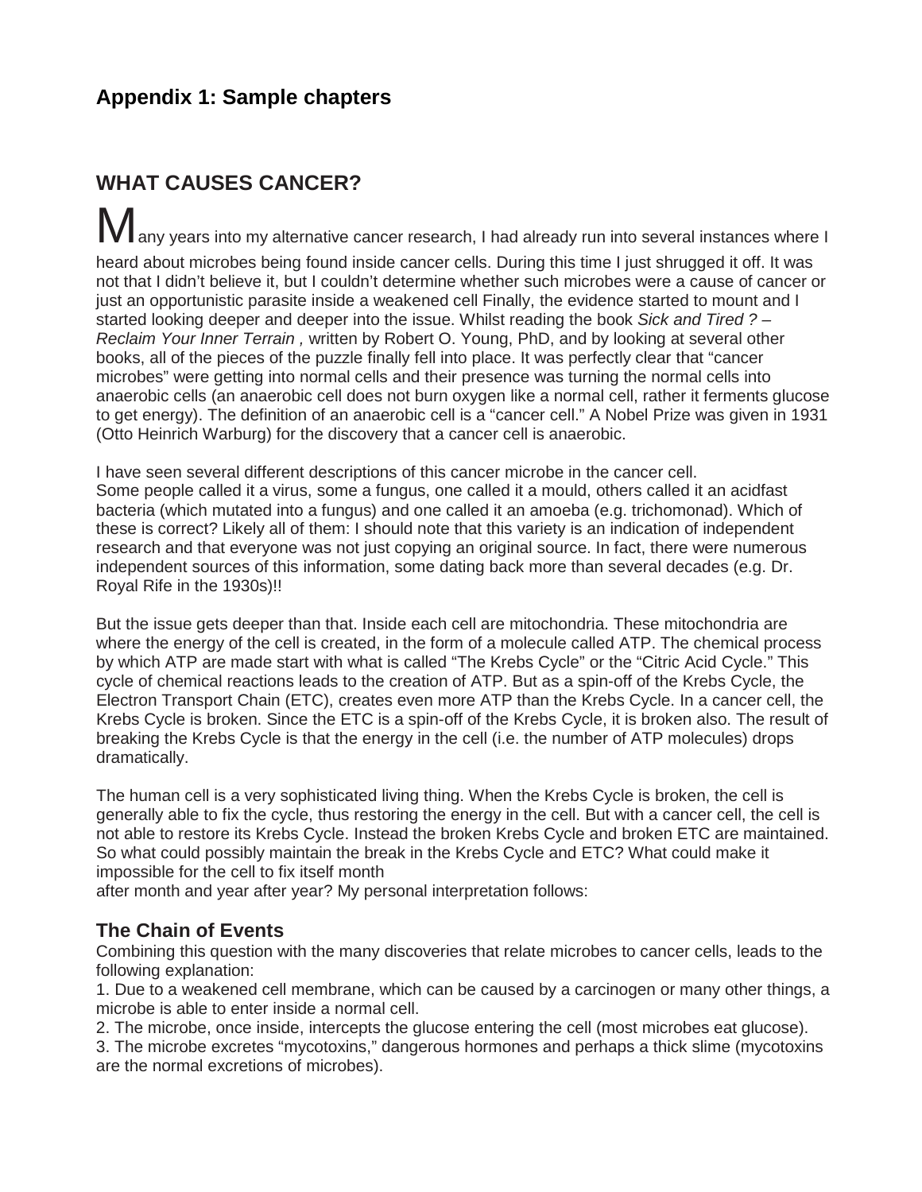## Appendix 1: Sample chapters

## WHAT CAUSES CANCER?

Many years into my alternative cancer research, I had already run into several instances where I heard about microbes being found inside cancer cells. During this time I just shrugged it off. It was not that I didn't believe it, but I couldn't determine whether such microbes were a cause of cancer or just an opportunistic parasite inside a weakened cell Finally, the evidence started to mount and I started looking deeper and deeper into the issue. Whilst reading the book *Sick and Tired ? – Reclaim Your Inner Terrain ,* written by Robert O. Young, PhD, and by looking at several other books, all of the pieces of the puzzle finally fell into place. It was perfectly clear that "cancer microbes" were getting into normal cells and their presence was turning the normal cells into anaerobic cells (an anaerobic cell does not burn oxygen like a normal cell, rather it ferments glucose to get energy). The definition of an anaerobic cell is a "cancer cell." A Nobel Prize was given in 1931 (Otto Heinrich Warburg) for the discovery that a cancer cell is anaerobic.

I have seen several different descriptions of this cancer microbe in the cancer cell. Some people called it a virus, some a fungus, one called it a mould, others called it an acidfast bacteria (which mutated into a fungus) and one called it an amoeba (e.g. trichomonad). Which of these is correct? Likely all of them: I should note that this variety is an indication of independent research and that everyone was not just copying an original source. In fact, there were numerous independent sources of this information, some dating back more than several decades (e.g. Dr. Royal Rife in the 1930s)!!

But the issue gets deeper than that. Inside each cell are mitochondria. These mitochondria are where the energy of the cell is created, in the form of a molecule called ATP. The chemical process by which ATP are made start with what is called "The Krebs Cycle" or the "Citric Acid Cycle." This cycle of chemical reactions leads to the creation of ATP. But as a spin-off of the Krebs Cycle, the Electron Transport Chain (ETC), creates even more ATP than the Krebs Cycle. In a cancer cell, the Krebs Cycle is broken. Since the ETC is a spin-off of the Krebs Cycle, it is broken also. The result of breaking the Krebs Cycle is that the energy in the cell (i.e. the number of ATP molecules) drops dramatically.

The human cell is a very sophisticated living thing. When the Krebs Cycle is broken, the cell is generally able to fix the cycle, thus restoring the energy in the cell. But with a cancer cell, the cell is not able to restore its Krebs Cycle. Instead the broken Krebs Cycle and broken ETC are maintained. So what could possibly maintain the break in the Krebs Cycle and ETC? What could make it impossible for the cell to fix itself month after month and year after year? My personal interpretation follows:

### The Chain of Events

Combining this question with the many discoveries that relate microbes to cancer cells, leads to the following explanation:

1. Due to a weakened cell membrane, which can be caused by a carcinogen or many other things, a microbe is able to enter inside a normal cell.
2. The microbe, once inside, intercepts the glucose entering the cell (most microbes eat glucose).
3. The microbe excretes "mycotoxins," dangerous hormones and perhaps a thick slime (mycotoxins are the normal excretions of microbes).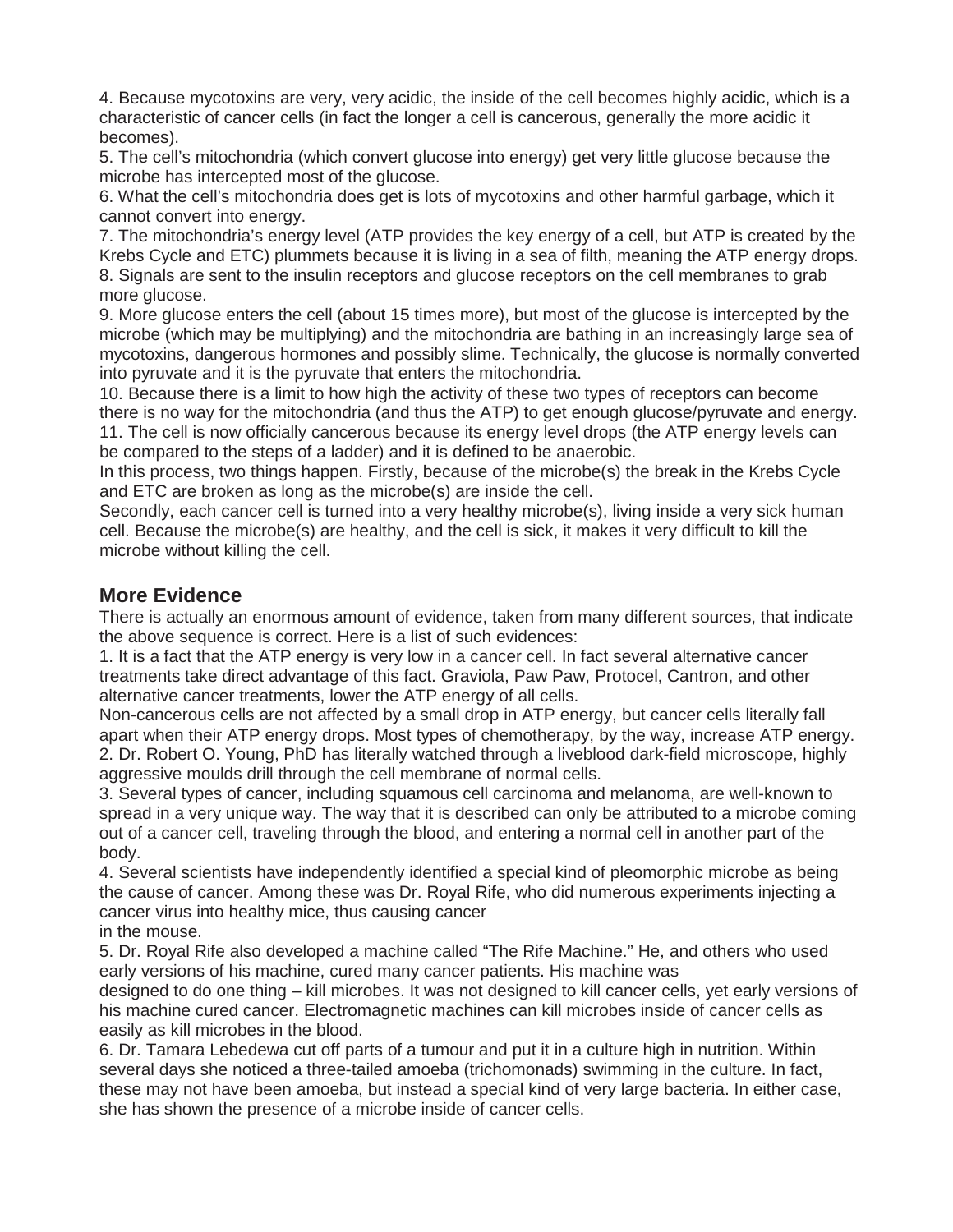4. Because mycotoxins are very, very acidic, the inside of the cell becomes highly acidic, which is a characteristic of cancer cells (in fact the longer a cell is cancerous, generally the more acidic it becomes).
5. The cell's mitochondria (which convert glucose into energy) get very little glucose because the microbe has intercepted most of the glucose.
6. What the cell's mitochondria does get is lots of mycotoxins and other harmful garbage, which it cannot convert into energy.
7. The mitochondria's energy level (ATP provides the key energy of a cell, but ATP is created by the Krebs Cycle and ETC) plummets because it is living in a sea of filth, meaning the ATP energy drops.
8. Signals are sent to the insulin receptors and glucose receptors on the cell membranes to grab more glucose.
9. More glucose enters the cell (about 15 times more), but most of the glucose is intercepted by the microbe (which may be multiplying) and the mitochondria are bathing in an increasingly large sea of mycotoxins, dangerous hormones and possibly slime. Technically, the glucose is normally converted into pyruvate and it is the pyruvate that enters the mitochondria.
10. Because there is a limit to how high the activity of these two types of receptors can become there is no way for the mitochondria (and thus the ATP) to get enough glucose/pyruvate and energy.
11. The cell is now officially cancerous because its energy level drops (the ATP energy levels can be compared to the steps of a ladder) and it is defined to be anaerobic.

In this process, two things happen. Firstly, because of the microbe(s) the break in the Krebs Cycle and ETC are broken as long as the microbe(s) are inside the cell.

Secondly, each cancer cell is turned into a very healthy microbe(s), living inside a very sick human cell. Because the microbe(s) are healthy, and the cell is sick, it makes it very difficult to kill the microbe without killing the cell.

## More Evidence

There is actually an enormous amount of evidence, taken from many different sources, that indicate the above sequence is correct. Here is a list of such evidences:

1. It is a fact that the ATP energy is very low in a cancer cell. In fact several alternative cancer treatments take direct advantage of this fact. Graviola, Paw Paw, Protocel, Cantron, and other alternative cancer treatments, lower the ATP energy of all cells.
Non-cancerous cells are not affected by a small drop in ATP energy, but cancer cells literally fall apart when their ATP energy drops. Most types of chemotherapy, by the way, increase ATP energy.
2. Dr. Robert O. Young, PhD has literally watched through a liveblood dark-field microscope, highly aggressive moulds drill through the cell membrane of normal cells.
3. Several types of cancer, including squamous cell carcinoma and melanoma, are well-known to spread in a very unique way. The way that it is described can only be attributed to a microbe coming out of a cancer cell, traveling through the blood, and entering a normal cell in another part of the body.
4. Several scientists have independently identified a special kind of pleomorphic microbe as being the cause of cancer. Among these was Dr. Royal Rife, who did numerous experiments injecting a cancer virus into healthy mice, thus causing cancer in the mouse.
5. Dr. Royal Rife also developed a machine called "The Rife Machine." He, and others who used early versions of his machine, cured many cancer patients. His machine was designed to do one thing – kill microbes. It was not designed to kill cancer cells, yet early versions of his machine cured cancer. Electromagnetic machines can kill microbes inside of cancer cells as easily as kill microbes in the blood.
6. Dr. Tamara Lebedewa cut off parts of a tumour and put it in a culture high in nutrition. Within several days she noticed a three-tailed amoeba (trichomonads) swimming in the culture. In fact, these may not have been amoeba, but instead a special kind of very large bacteria. In either case, she has shown the presence of a microbe inside of cancer cells.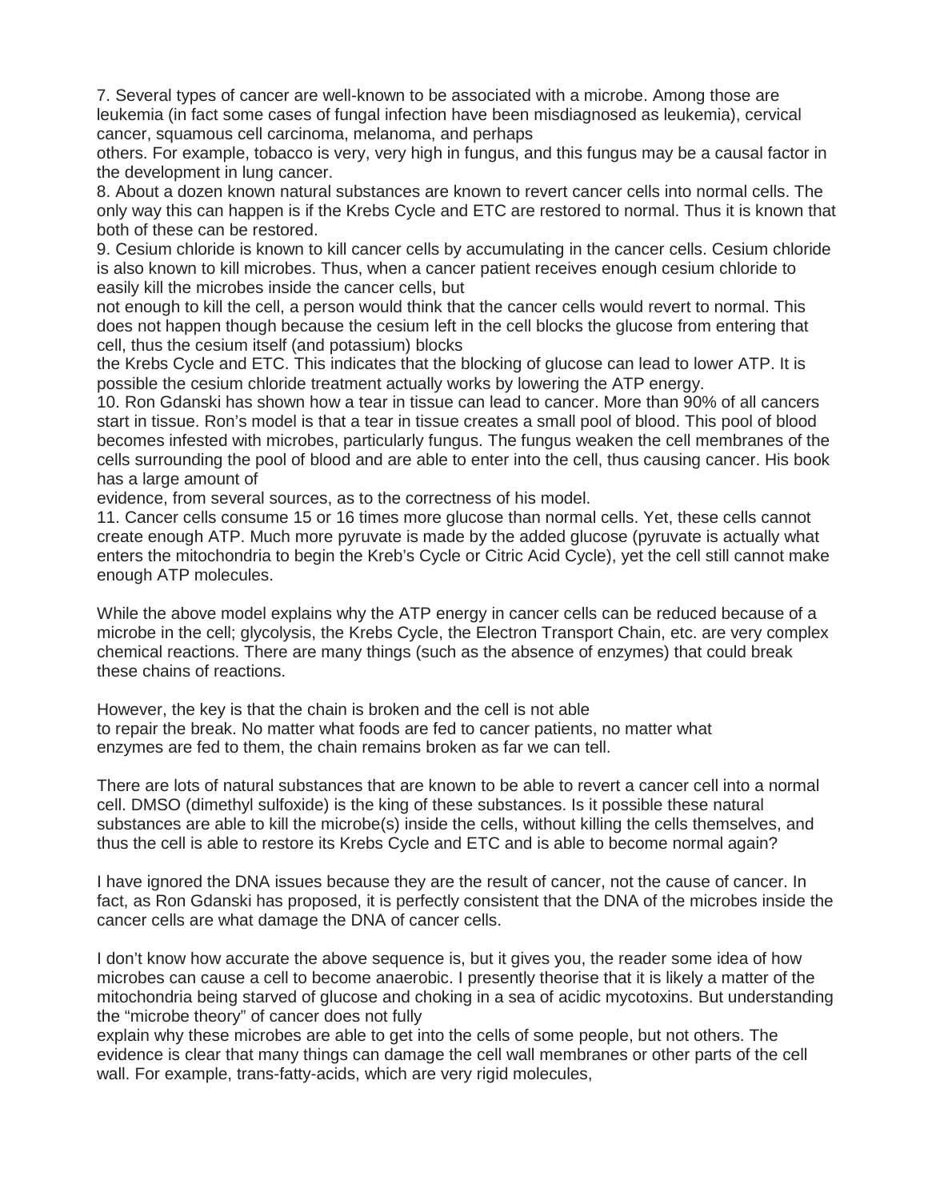7. Several types of cancer are well-known to be associated with a microbe. Among those are leukemia (in fact some cases of fungal infection have been misdiagnosed as leukemia), cervical cancer, squamous cell carcinoma, melanoma, and perhaps others. For example, tobacco is very, very high in fungus, and this fungus may be a causal factor in the development in lung cancer.

8. About a dozen known natural substances are known to revert cancer cells into normal cells. The only way this can happen is if the Krebs Cycle and ETC are restored to normal. Thus it is known that both of these can be restored.

9. Cesium chloride is known to kill cancer cells by accumulating in the cancer cells. Cesium chloride is also known to kill microbes. Thus, when a cancer patient receives enough cesium chloride to easily kill the microbes inside the cancer cells, but not enough to kill the cell, a person would think that the cancer cells would revert to normal. This does not happen though because the cesium left in the cell blocks the glucose from entering that cell, thus the cesium itself (and potassium) blocks the Krebs Cycle and ETC. This indicates that the blocking of glucose can lead to lower ATP. It is possible the cesium chloride treatment actually works by lowering the ATP energy.

10. Ron Gdanski has shown how a tear in tissue can lead to cancer. More than 90% of all cancers start in tissue. Ron's model is that a tear in tissue creates a small pool of blood. This pool of blood becomes infested with microbes, particularly fungus. The fungus weaken the cell membranes of the cells surrounding the pool of blood and are able to enter into the cell, thus causing cancer. His book has a large amount of evidence, from several sources, as to the correctness of his model.

11. Cancer cells consume 15 or 16 times more glucose than normal cells. Yet, these cells cannot create enough ATP. Much more pyruvate is made by the added glucose (pyruvate is actually what enters the mitochondria to begin the Kreb's Cycle or Citric Acid Cycle), yet the cell still cannot make enough ATP molecules.

While the above model explains why the ATP energy in cancer cells can be reduced because of a microbe in the cell; glycolysis, the Krebs Cycle, the Electron Transport Chain, etc. are very complex chemical reactions. There are many things (such as the absence of enzymes) that could break these chains of reactions.

However, the key is that the chain is broken and the cell is not able to repair the break. No matter what foods are fed to cancer patients, no matter what enzymes are fed to them, the chain remains broken as far we can tell.

There are lots of natural substances that are known to be able to revert a cancer cell into a normal cell. DMSO (dimethyl sulfoxide) is the king of these substances. Is it possible these natural substances are able to kill the microbe(s) inside the cells, without killing the cells themselves, and thus the cell is able to restore its Krebs Cycle and ETC and is able to become normal again?

I have ignored the DNA issues because they are the result of cancer, not the cause of cancer. In fact, as Ron Gdanski has proposed, it is perfectly consistent that the DNA of the microbes inside the cancer cells are what damage the DNA of cancer cells.

I don't know how accurate the above sequence is, but it gives you, the reader some idea of how microbes can cause a cell to become anaerobic. I presently theorise that it is likely a matter of the mitochondria being starved of glucose and choking in a sea of acidic mycotoxins. But understanding the "microbe theory" of cancer does not fully explain why these microbes are able to get into the cells of some people, but not others. The evidence is clear that many things can damage the cell wall membranes or other parts of the cell wall. For example, trans-fatty-acids, which are very rigid molecules,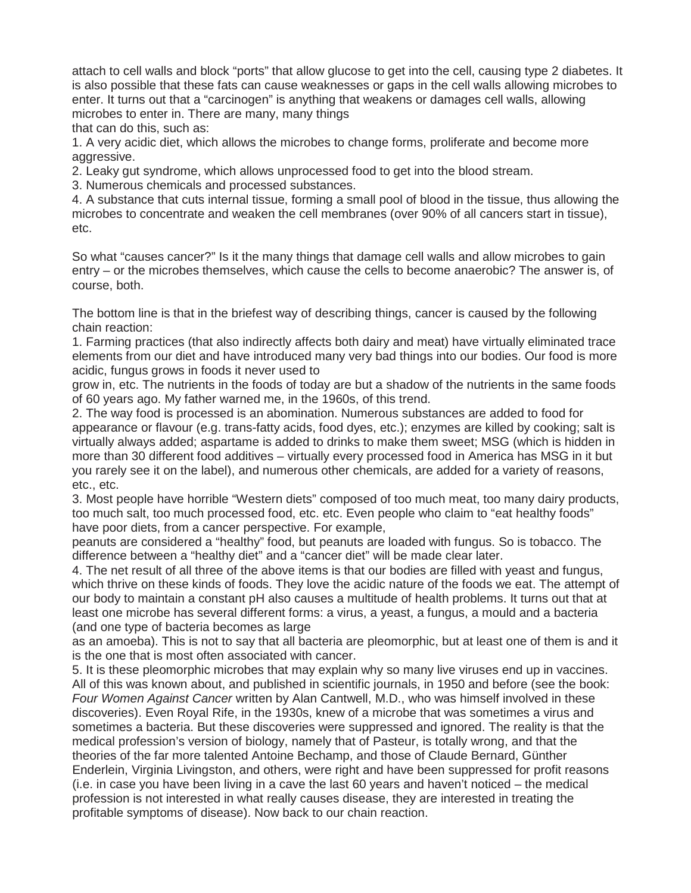attach to cell walls and block "ports" that allow glucose to get into the cell, causing type 2 diabetes. It is also possible that these fats can cause weaknesses or gaps in the cell walls allowing microbes to enter. It turns out that a "carcinogen" is anything that weakens or damages cell walls, allowing microbes to enter in. There are many, many things that can do this, such as:

1. A very acidic diet, which allows the microbes to change forms, proliferate and become more aggressive.
2. Leaky gut syndrome, which allows unprocessed food to get into the blood stream.
3. Numerous chemicals and processed substances.
4. A substance that cuts internal tissue, forming a small pool of blood in the tissue, thus allowing the microbes to concentrate and weaken the cell membranes (over 90% of all cancers start in tissue), etc.

So what "causes cancer?" Is it the many things that damage cell walls and allow microbes to gain entry – or the microbes themselves, which cause the cells to become anaerobic? The answer is, of course, both.

The bottom line is that in the briefest way of describing things, cancer is caused by the following chain reaction:

1. Farming practices (that also indirectly affects both dairy and meat) have virtually eliminated trace elements from our diet and have introduced many very bad things into our bodies. Our food is more acidic, fungus grows in foods it never used to grow in, etc. The nutrients in the foods of today are but a shadow of the nutrients in the same foods of 60 years ago. My father warned me, in the 1960s, of this trend.
2. The way food is processed is an abomination. Numerous substances are added to food for appearance or flavour (e.g. trans-fatty acids, food dyes, etc.); enzymes are killed by cooking; salt is virtually always added; aspartame is added to drinks to make them sweet; MSG (which is hidden in more than 30 different food additives – virtually every processed food in America has MSG in it but you rarely see it on the label), and numerous other chemicals, are added for a variety of reasons, etc., etc.
3. Most people have horrible "Western diets" composed of too much meat, too many dairy products, too much salt, too much processed food, etc. etc. Even people who claim to "eat healthy foods" have poor diets, from a cancer perspective. For example, peanuts are considered a "healthy" food, but peanuts are loaded with fungus. So is tobacco. The difference between a "healthy diet" and a "cancer diet" will be made clear later.
4. The net result of all three of the above items is that our bodies are filled with yeast and fungus, which thrive on these kinds of foods. They love the acidic nature of the foods we eat. The attempt of our body to maintain a constant pH also causes a multitude of health problems. It turns out that at least one microbe has several different forms: a virus, a yeast, a fungus, a mould and a bacteria (and one type of bacteria becomes as large as an amoeba). This is not to say that all bacteria are pleomorphic, but at least one of them is and it is the one that is most often associated with cancer.
5. It is these pleomorphic microbes that may explain why so many live viruses end up in vaccines. All of this was known about, and published in scientific journals, in 1950 and before (see the book: *Four Women Against Cancer* written by Alan Cantwell, M.D., who was himself involved in these discoveries). Even Royal Rife, in the 1930s, knew of a microbe that was sometimes a virus and sometimes a bacteria. But these discoveries were suppressed and ignored. The reality is that the medical profession's version of biology, namely that of Pasteur, is totally wrong, and that the theories of the far more talented Antoine Bechamp, and those of Claude Bernard, Günther Enderlein, Virginia Livingston, and others, were right and have been suppressed for profit reasons (i.e. in case you have been living in a cave the last 60 years and haven't noticed – the medical profession is not interested in what really causes disease, they are interested in treating the profitable symptoms of disease). Now back to our chain reaction.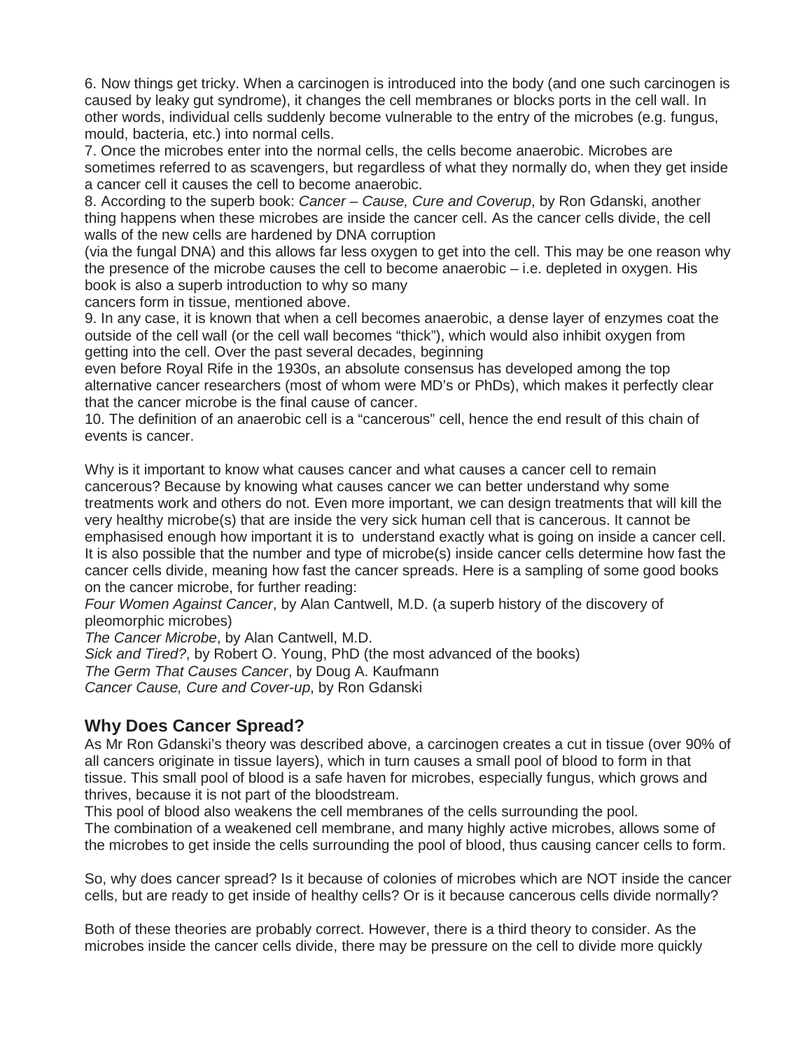6. Now things get tricky. When a carcinogen is introduced into the body (and one such carcinogen is caused by leaky gut syndrome), it changes the cell membranes or blocks ports in the cell wall. In other words, individual cells suddenly become vulnerable to the entry of the microbes (e.g. fungus, mould, bacteria, etc.) into normal cells.

7. Once the microbes enter into the normal cells, the cells become anaerobic. Microbes are sometimes referred to as scavengers, but regardless of what they normally do, when they get inside a cancer cell it causes the cell to become anaerobic.

8. According to the superb book: *Cancer – Cause, Cure and Coverup*, by Ron Gdanski, another thing happens when these microbes are inside the cancer cell. As the cancer cells divide, the cell walls of the new cells are hardened by DNA corruption (via the fungal DNA) and this allows far less oxygen to get into the cell. This may be one reason why the presence of the microbe causes the cell to become anaerobic – i.e. depleted in oxygen. His book is also a superb introduction to why so many cancers form in tissue, mentioned above.

9. In any case, it is known that when a cell becomes anaerobic, a dense layer of enzymes coat the outside of the cell wall (or the cell wall becomes "thick"), which would also inhibit oxygen from getting into the cell. Over the past several decades, beginning even before Royal Rife in the 1930s, an absolute consensus has developed among the top alternative cancer researchers (most of whom were MD's or PhDs), which makes it perfectly clear that the cancer microbe is the final cause of cancer.

10. The definition of an anaerobic cell is a "cancerous" cell, hence the end result of this chain of events is cancer.

Why is it important to know what causes cancer and what causes a cancer cell to remain cancerous? Because by knowing what causes cancer we can better understand why some treatments work and others do not. Even more important, we can design treatments that will kill the very healthy microbe(s) that are inside the very sick human cell that is cancerous. It cannot be emphasised enough how important it is to understand exactly what is going on inside a cancer cell. It is also possible that the number and type of microbe(s) inside cancer cells determine how fast the cancer cells divide, meaning how fast the cancer spreads. Here is a sampling of some good books on the cancer microbe, for further reading:

*Four Women Against Cancer*, by Alan Cantwell, M.D. (a superb history of the discovery of pleomorphic microbes)
*The Cancer Microbe*, by Alan Cantwell, M.D.
*Sick and Tired?*, by Robert O. Young, PhD (the most advanced of the books)
*The Germ That Causes Cancer*, by Doug A. Kaufmann
*Cancer Cause, Cure and Cover-up*, by Ron Gdanski

## Why Does Cancer Spread?

As Mr Ron Gdanski's theory was described above, a carcinogen creates a cut in tissue (over 90% of all cancers originate in tissue layers), which in turn causes a small pool of blood to form in that tissue. This small pool of blood is a safe haven for microbes, especially fungus, which grows and thrives, because it is not part of the bloodstream.
This pool of blood also weakens the cell membranes of the cells surrounding the pool.
The combination of a weakened cell membrane, and many highly active microbes, allows some of the microbes to get inside the cells surrounding the pool of blood, thus causing cancer cells to form.

So, why does cancer spread? Is it because of colonies of microbes which are NOT inside the cancer cells, but are ready to get inside of healthy cells? Or is it because cancerous cells divide normally?

Both of these theories are probably correct. However, there is a third theory to consider. As the microbes inside the cancer cells divide, there may be pressure on the cell to divide more quickly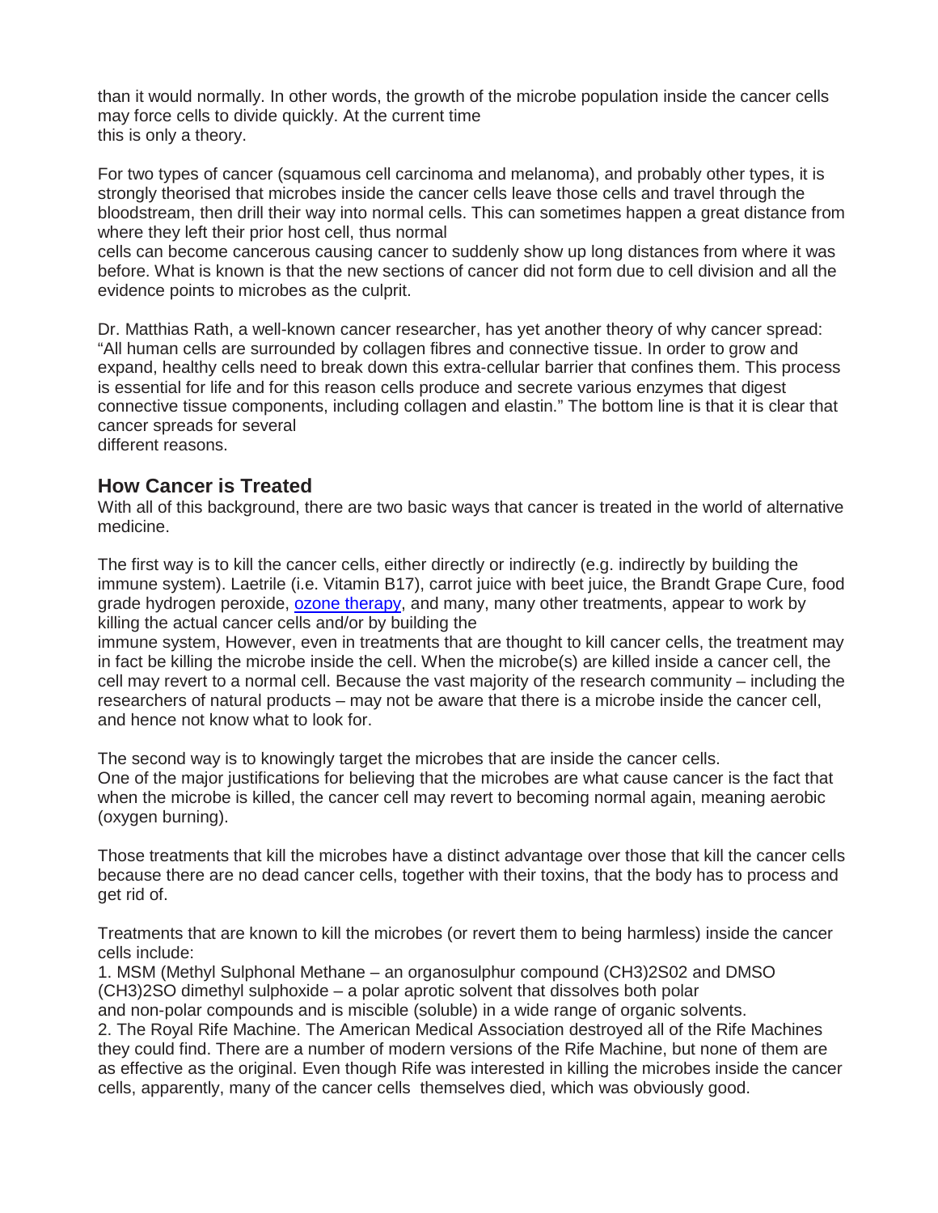than it would normally. In other words, the growth of the microbe population inside the cancer cells may force cells to divide quickly. At the current time this is only a theory.

For two types of cancer (squamous cell carcinoma and melanoma), and probably other types, it is strongly theorised that microbes inside the cancer cells leave those cells and travel through the bloodstream, then drill their way into normal cells. This can sometimes happen a great distance from where they left their prior host cell, thus normal cells can become cancerous causing cancer to suddenly show up long distances from where it was before. What is known is that the new sections of cancer did not form due to cell division and all the evidence points to microbes as the culprit.

Dr. Matthias Rath, a well-known cancer researcher, has yet another theory of why cancer spread: "All human cells are surrounded by collagen fibres and connective tissue. In order to grow and expand, healthy cells need to break down this extra-cellular barrier that confines them. This process is essential for life and for this reason cells produce and secrete various enzymes that digest connective tissue components, including collagen and elastin." The bottom line is that it is clear that cancer spreads for several different reasons.

## How Cancer is Treated

With all of this background, there are two basic ways that cancer is treated in the world of alternative medicine.

The first way is to kill the cancer cells, either directly or indirectly (e.g. indirectly by building the immune system). Laetrile (i.e. Vitamin B17), carrot juice with beet juice, the Brandt Grape Cure, food grade hydrogen peroxide, ozone therapy, and many, many other treatments, appear to work by killing the actual cancer cells and/or by building the immune system, However, even in treatments that are thought to kill cancer cells, the treatment may in fact be killing the microbe inside the cell. When the microbe(s) are killed inside a cancer cell, the cell may revert to a normal cell. Because the vast majority of the research community – including the researchers of natural products – may not be aware that there is a microbe inside the cancer cell, and hence not know what to look for.

The second way is to knowingly target the microbes that are inside the cancer cells.
One of the major justifications for believing that the microbes are what cause cancer is the fact that when the microbe is killed, the cancer cell may revert to becoming normal again, meaning aerobic (oxygen burning).

Those treatments that kill the microbes have a distinct advantage over those that kill the cancer cells because there are no dead cancer cells, together with their toxins, that the body has to process and get rid of.

Treatments that are known to kill the microbes (or revert them to being harmless) inside the cancer cells include:

1. MSM (Methyl Sulphonal Methane – an organosulphur compound (CH3)2S02 and DMSO (CH3)2SO dimethyl sulphoxide – a polar aprotic solvent that dissolves both polar and non-polar compounds and is miscible (soluble) in a wide range of organic solvents.
2. The Royal Rife Machine. The American Medical Association destroyed all of the Rife Machines they could find. There are a number of modern versions of the Rife Machine, but none of them are as effective as the original. Even though Rife was interested in killing the microbes inside the cancer cells, apparently, many of the cancer cells themselves died, which was obviously good.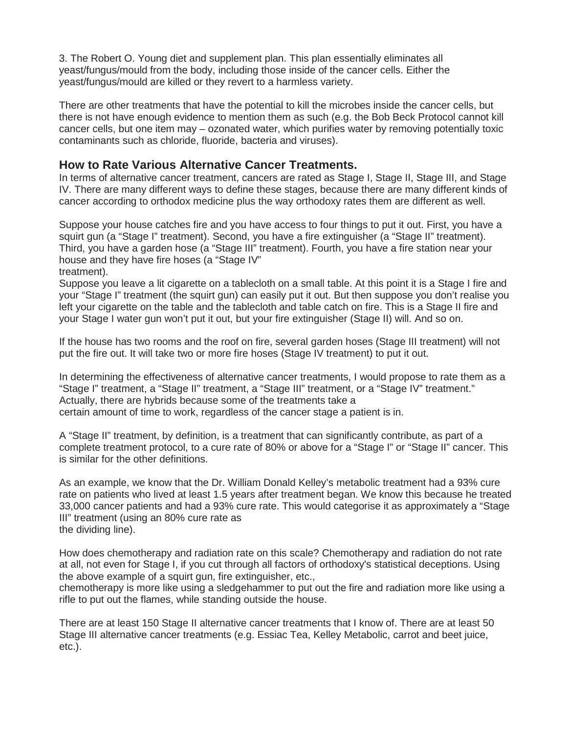3. The Robert O. Young diet and supplement plan. This plan essentially eliminates all yeast/fungus/mould from the body, including those inside of the cancer cells. Either the yeast/fungus/mould are killed or they revert to a harmless variety.

There are other treatments that have the potential to kill the microbes inside the cancer cells, but there is not have enough evidence to mention them as such (e.g. the Bob Beck Protocol cannot kill cancer cells, but one item may – ozonated water, which purifies water by removing potentially toxic contaminants such as chloride, fluoride, bacteria and viruses).

## How to Rate Various Alternative Cancer Treatments.

In terms of alternative cancer treatment, cancers are rated as Stage I, Stage II, Stage III, and Stage IV. There are many different ways to define these stages, because there are many different kinds of cancer according to orthodox medicine plus the way orthodoxy rates them are different as well.

Suppose your house catches fire and you have access to four things to put it out. First, you have a squirt gun (a "Stage I" treatment). Second, you have a fire extinguisher (a "Stage II" treatment). Third, you have a garden hose (a "Stage III" treatment). Fourth, you have a fire station near your house and they have fire hoses (a "Stage IV" treatment).

Suppose you leave a lit cigarette on a tablecloth on a small table. At this point it is a Stage I fire and your "Stage I" treatment (the squirt gun) can easily put it out. But then suppose you don't realise you left your cigarette on the table and the tablecloth and table catch on fire. This is a Stage II fire and your Stage I water gun won't put it out, but your fire extinguisher (Stage II) will. And so on.

If the house has two rooms and the roof on fire, several garden hoses (Stage III treatment) will not put the fire out. It will take two or more fire hoses (Stage IV treatment) to put it out.

In determining the effectiveness of alternative cancer treatments, I would propose to rate them as a "Stage I" treatment, a "Stage II" treatment, a "Stage III" treatment, or a "Stage IV" treatment." Actually, there are hybrids because some of the treatments take a certain amount of time to work, regardless of the cancer stage a patient is in.

A "Stage II" treatment, by definition, is a treatment that can significantly contribute, as part of a complete treatment protocol, to a cure rate of 80% or above for a "Stage I" or "Stage II" cancer. This is similar for the other definitions.

As an example, we know that the Dr. William Donald Kelley's metabolic treatment had a 93% cure rate on patients who lived at least 1.5 years after treatment began. We know this because he treated 33,000 cancer patients and had a 93% cure rate. This would categorise it as approximately a "Stage III" treatment (using an 80% cure rate as the dividing line).

How does chemotherapy and radiation rate on this scale? Chemotherapy and radiation do not rate at all, not even for Stage I, if you cut through all factors of orthodoxy's statistical deceptions. Using the above example of a squirt gun, fire extinguisher, etc., chemotherapy is more like using a sledgehammer to put out the fire and radiation more like using a rifle to put out the flames, while standing outside the house.

There are at least 150 Stage II alternative cancer treatments that I know of. There are at least 50 Stage III alternative cancer treatments (e.g. Essiac Tea, Kelley Metabolic, carrot and beet juice, etc.).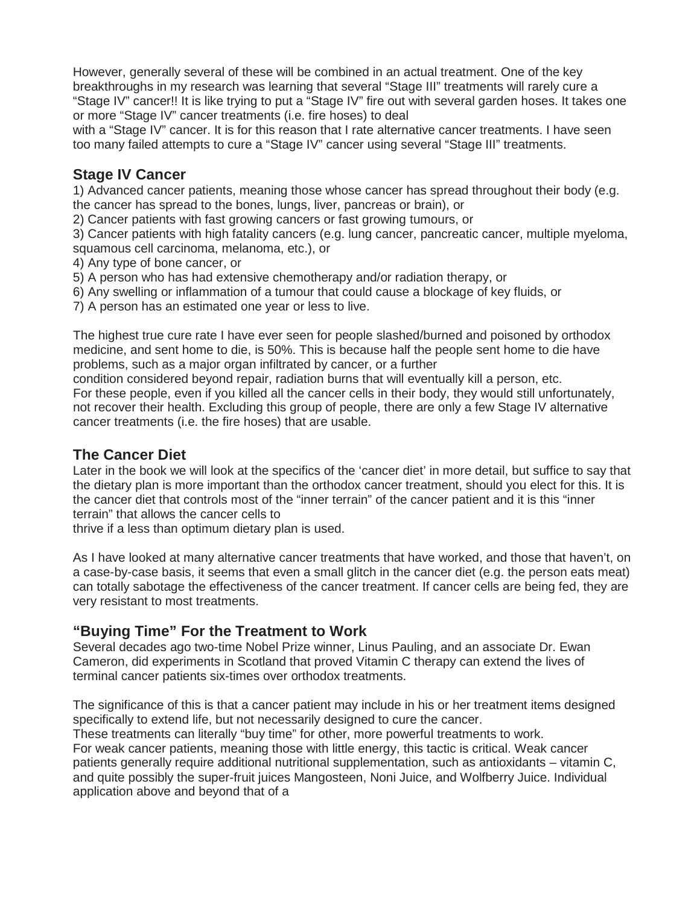However, generally several of these will be combined in an actual treatment. One of the key breakthroughs in my research was learning that several "Stage III" treatments will rarely cure a "Stage IV" cancer!! It is like trying to put a "Stage IV" fire out with several garden hoses. It takes one or more "Stage IV" cancer treatments (i.e. fire hoses) to deal with a "Stage IV" cancer. It is for this reason that I rate alternative cancer treatments. I have seen too many failed attempts to cure a "Stage IV" cancer using several "Stage III" treatments.

## Stage IV Cancer

1) Advanced cancer patients, meaning those whose cancer has spread throughout their body (e.g. the cancer has spread to the bones, lungs, liver, pancreas or brain), or
2) Cancer patients with fast growing cancers or fast growing tumours, or
3) Cancer patients with high fatality cancers (e.g. lung cancer, pancreatic cancer, multiple myeloma, squamous cell carcinoma, melanoma, etc.), or
4) Any type of bone cancer, or
5) A person who has had extensive chemotherapy and/or radiation therapy, or
6) Any swelling or inflammation of a tumour that could cause a blockage of key fluids, or
7) A person has an estimated one year or less to live.

The highest true cure rate I have ever seen for people slashed/burned and poisoned by orthodox medicine, and sent home to die, is 50%. This is because half the people sent home to die have problems, such as a major organ infiltrated by cancer, or a further condition considered beyond repair, radiation burns that will eventually kill a person, etc. For these people, even if you killed all the cancer cells in their body, they would still unfortunately, not recover their health. Excluding this group of people, there are only a few Stage IV alternative cancer treatments (i.e. the fire hoses) that are usable.

## The Cancer Diet

Later in the book we will look at the specifics of the 'cancer diet' in more detail, but suffice to say that the dietary plan is more important than the orthodox cancer treatment, should you elect for this. It is the cancer diet that controls most of the "inner terrain" of the cancer patient and it is this "inner terrain" that allows the cancer cells to thrive if a less than optimum dietary plan is used.

As I have looked at many alternative cancer treatments that have worked, and those that haven't, on a case-by-case basis, it seems that even a small glitch in the cancer diet (e.g. the person eats meat) can totally sabotage the effectiveness of the cancer treatment. If cancer cells are being fed, they are very resistant to most treatments.

## "Buying Time" For the Treatment to Work

Several decades ago two-time Nobel Prize winner, Linus Pauling, and an associate Dr. Ewan Cameron, did experiments in Scotland that proved Vitamin C therapy can extend the lives of terminal cancer patients six-times over orthodox treatments.

The significance of this is that a cancer patient may include in his or her treatment items designed specifically to extend life, but not necessarily designed to cure the cancer. These treatments can literally "buy time" for other, more powerful treatments to work. For weak cancer patients, meaning those with little energy, this tactic is critical. Weak cancer patients generally require additional nutritional supplementation, such as antioxidants – vitamin C, and quite possibly the super-fruit juices Mangosteen, Noni Juice, and Wolfberry Juice. Individual application above and beyond that of a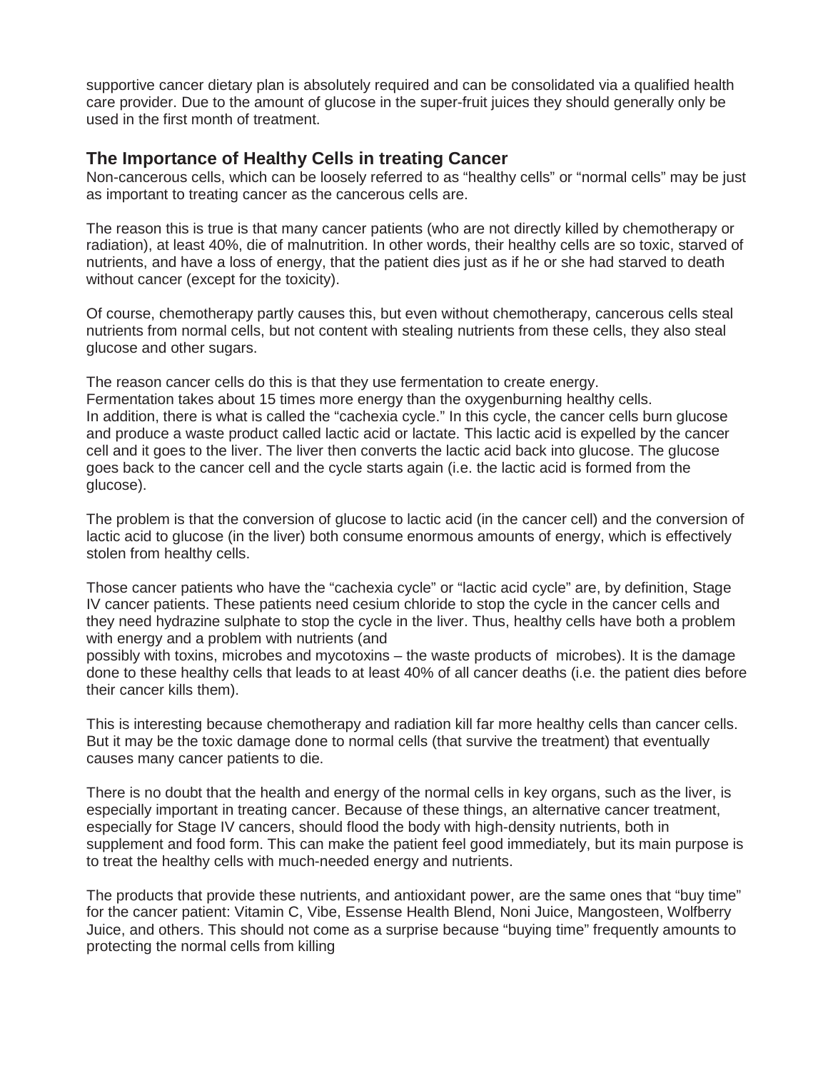supportive cancer dietary plan is absolutely required and can be consolidated via a qualified health care provider. Due to the amount of glucose in the super-fruit juices they should generally only be used in the first month of treatment.

## The Importance of Healthy Cells in treating Cancer

Non-cancerous cells, which can be loosely referred to as "healthy cells" or "normal cells" may be just as important to treating cancer as the cancerous cells are.

The reason this is true is that many cancer patients (who are not directly killed by chemotherapy or radiation), at least 40%, die of malnutrition. In other words, their healthy cells are so toxic, starved of nutrients, and have a loss of energy, that the patient dies just as if he or she had starved to death without cancer (except for the toxicity).

Of course, chemotherapy partly causes this, but even without chemotherapy, cancerous cells steal nutrients from normal cells, but not content with stealing nutrients from these cells, they also steal glucose and other sugars.

The reason cancer cells do this is that they use fermentation to create energy.
Fermentation takes about 15 times more energy than the oxygenburning healthy cells.
In addition, there is what is called the "cachexia cycle." In this cycle, the cancer cells burn glucose and produce a waste product called lactic acid or lactate. This lactic acid is expelled by the cancer cell and it goes to the liver. The liver then converts the lactic acid back into glucose. The glucose goes back to the cancer cell and the cycle starts again (i.e. the lactic acid is formed from the glucose).

The problem is that the conversion of glucose to lactic acid (in the cancer cell) and the conversion of lactic acid to glucose (in the liver) both consume enormous amounts of energy, which is effectively stolen from healthy cells.

Those cancer patients who have the "cachexia cycle" or "lactic acid cycle" are, by definition, Stage IV cancer patients. These patients need cesium chloride to stop the cycle in the cancer cells and they need hydrazine sulphate to stop the cycle in the liver. Thus, healthy cells have both a problem with energy and a problem with nutrients (and possibly with toxins, microbes and mycotoxins – the waste products of microbes). It is the damage done to these healthy cells that leads to at least 40% of all cancer deaths (i.e. the patient dies before their cancer kills them).

This is interesting because chemotherapy and radiation kill far more healthy cells than cancer cells. But it may be the toxic damage done to normal cells (that survive the treatment) that eventually causes many cancer patients to die.

There is no doubt that the health and energy of the normal cells in key organs, such as the liver, is especially important in treating cancer. Because of these things, an alternative cancer treatment, especially for Stage IV cancers, should flood the body with high-density nutrients, both in supplement and food form. This can make the patient feel good immediately, but its main purpose is to treat the healthy cells with much-needed energy and nutrients.

The products that provide these nutrients, and antioxidant power, are the same ones that "buy time" for the cancer patient: Vitamin C, Vibe, Essense Health Blend, Noni Juice, Mangosteen, Wolfberry Juice, and others. This should not come as a surprise because "buying time" frequently amounts to protecting the normal cells from killing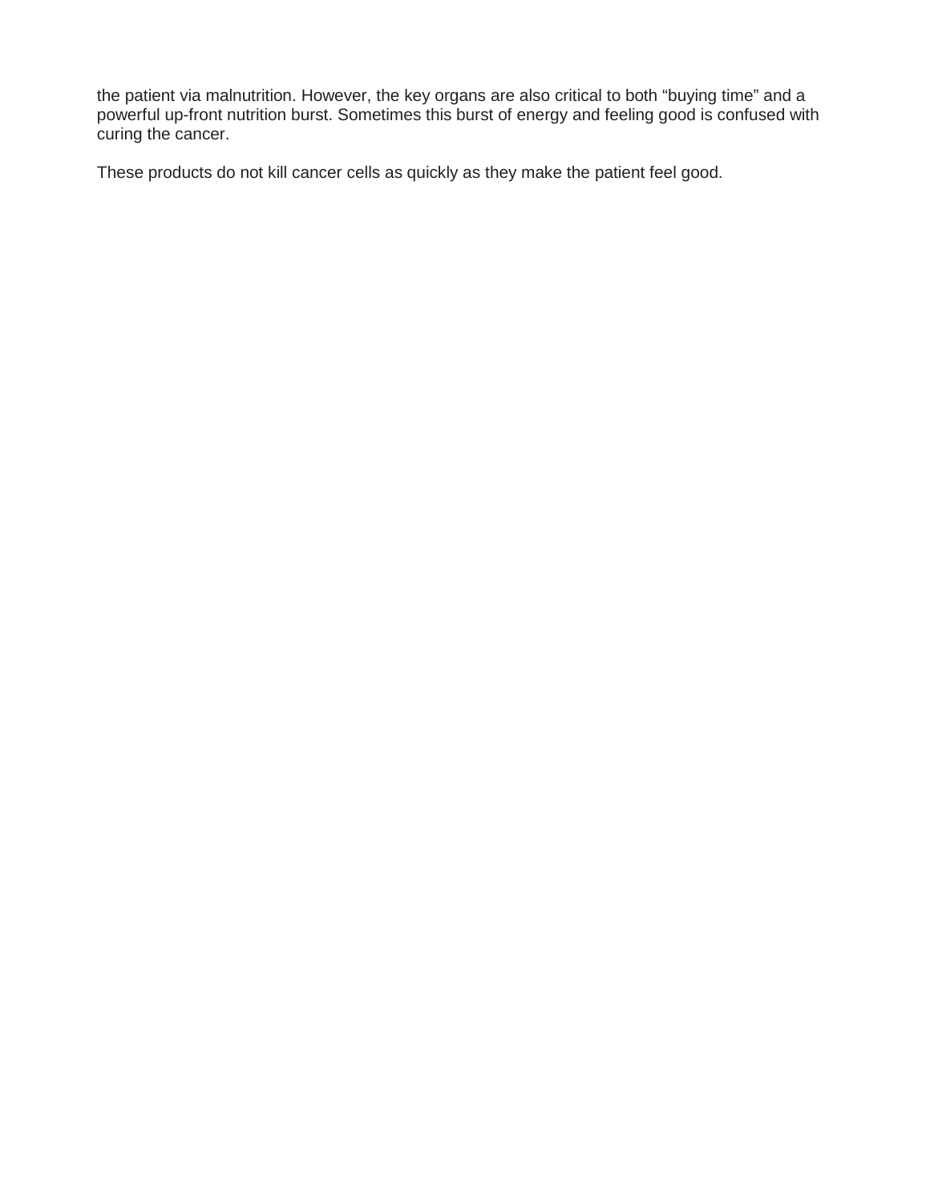the patient via malnutrition. However, the key organs are also critical to both "buying time" and a powerful up-front nutrition burst. Sometimes this burst of energy and feeling good is confused with curing the cancer.

These products do not kill cancer cells as quickly as they make the patient feel good.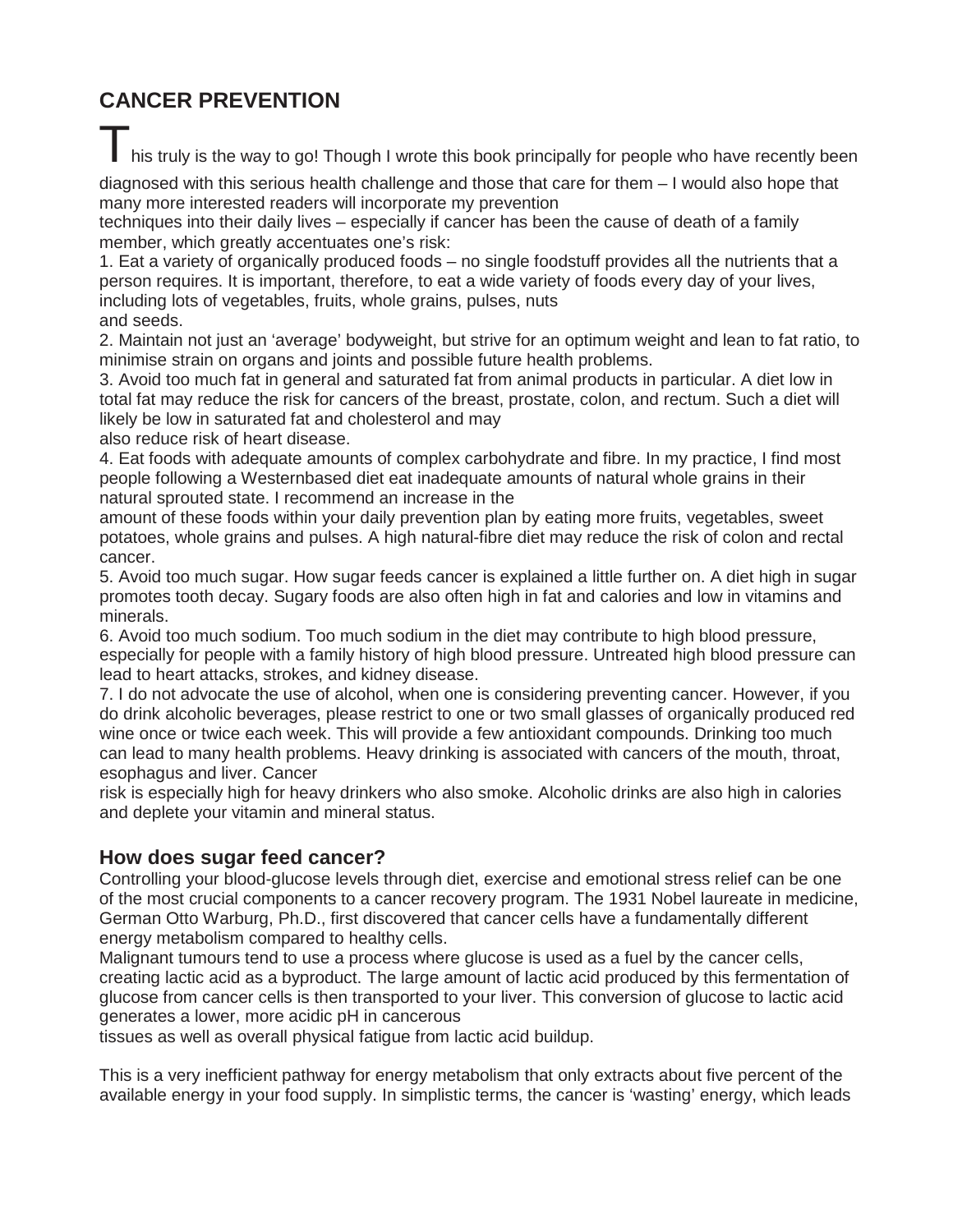## CANCER PREVENTION

This truly is the way to go! Though I wrote this book principally for people who have recently been diagnosed with this serious health challenge and those that care for them – I would also hope that many more interested readers will incorporate my prevention techniques into their daily lives – especially if cancer has been the cause of death of a family member, which greatly accentuates one's risk:

1. Eat a variety of organically produced foods – no single foodstuff provides all the nutrients that a person requires. It is important, therefore, to eat a wide variety of foods every day of your lives, including lots of vegetables, fruits, whole grains, pulses, nuts and seeds.
2. Maintain not just an 'average' bodyweight, but strive for an optimum weight and lean to fat ratio, to minimise strain on organs and joints and possible future health problems.
3. Avoid too much fat in general and saturated fat from animal products in particular. A diet low in total fat may reduce the risk for cancers of the breast, prostate, colon, and rectum. Such a diet will likely be low in saturated fat and cholesterol and may also reduce risk of heart disease.
4. Eat foods with adequate amounts of complex carbohydrate and fibre. In my practice, I find most people following a Westernbased diet eat inadequate amounts of natural whole grains in their natural sprouted state. I recommend an increase in the amount of these foods within your daily prevention plan by eating more fruits, vegetables, sweet potatoes, whole grains and pulses. A high natural-fibre diet may reduce the risk of colon and rectal cancer.
5. Avoid too much sugar. How sugar feeds cancer is explained a little further on. A diet high in sugar promotes tooth decay. Sugary foods are also often high in fat and calories and low in vitamins and minerals.
6. Avoid too much sodium. Too much sodium in the diet may contribute to high blood pressure, especially for people with a family history of high blood pressure. Untreated high blood pressure can lead to heart attacks, strokes, and kidney disease.
7. I do not advocate the use of alcohol, when one is considering preventing cancer. However, if you do drink alcoholic beverages, please restrict to one or two small glasses of organically produced red wine once or twice each week. This will provide a few antioxidant compounds. Drinking too much can lead to many health problems. Heavy drinking is associated with cancers of the mouth, throat, esophagus and liver. Cancer risk is especially high for heavy drinkers who also smoke. Alcoholic drinks are also high in calories and deplete your vitamin and mineral status.

### How does sugar feed cancer?

Controlling your blood-glucose levels through diet, exercise and emotional stress relief can be one of the most crucial components to a cancer recovery program. The 1931 Nobel laureate in medicine, German Otto Warburg, Ph.D., first discovered that cancer cells have a fundamentally different energy metabolism compared to healthy cells.

Malignant tumours tend to use a process where glucose is used as a fuel by the cancer cells, creating lactic acid as a byproduct. The large amount of lactic acid produced by this fermentation of glucose from cancer cells is then transported to your liver. This conversion of glucose to lactic acid generates a lower, more acidic pH in cancerous tissues as well as overall physical fatigue from lactic acid buildup.

This is a very inefficient pathway for energy metabolism that only extracts about five percent of the available energy in your food supply. In simplistic terms, the cancer is 'wasting' energy, which leads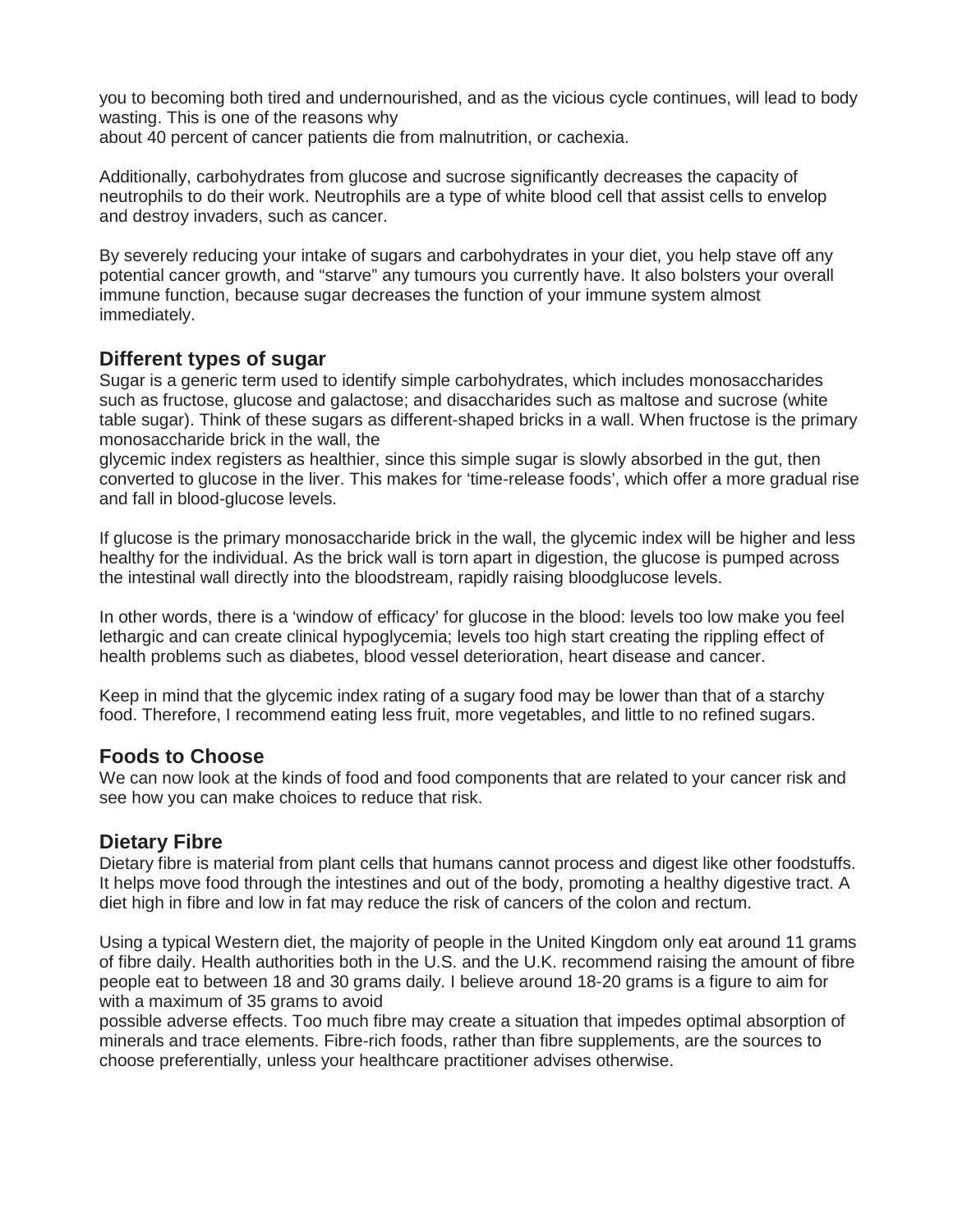you to becoming both tired and undernourished, and as the vicious cycle continues, will lead to body wasting. This is one of the reasons why about 40 percent of cancer patients die from malnutrition, or cachexia.

Additionally, carbohydrates from glucose and sucrose significantly decreases the capacity of neutrophils to do their work. Neutrophils are a type of white blood cell that assist cells to envelop and destroy invaders, such as cancer.

By severely reducing your intake of sugars and carbohydrates in your diet, you help stave off any potential cancer growth, and "starve" any tumours you currently have. It also bolsters your overall immune function, because sugar decreases the function of your immune system almost immediately.

## Different types of sugar

Sugar is a generic term used to identify simple carbohydrates, which includes monosaccharides such as fructose, glucose and galactose; and disaccharides such as maltose and sucrose (white table sugar). Think of these sugars as different-shaped bricks in a wall. When fructose is the primary monosaccharide brick in the wall, the glycemic index registers as healthier, since this simple sugar is slowly absorbed in the gut, then converted to glucose in the liver. This makes for 'time-release foods', which offer a more gradual rise and fall in blood-glucose levels.

If glucose is the primary monosaccharide brick in the wall, the glycemic index will be higher and less healthy for the individual. As the brick wall is torn apart in digestion, the glucose is pumped across the intestinal wall directly into the bloodstream, rapidly raising bloodglucose levels.

In other words, there is a 'window of efficacy' for glucose in the blood: levels too low make you feel lethargic and can create clinical hypoglycemia; levels too high start creating the rippling effect of health problems such as diabetes, blood vessel deterioration, heart disease and cancer.

Keep in mind that the glycemic index rating of a sugary food may be lower than that of a starchy food. Therefore, I recommend eating less fruit, more vegetables, and little to no refined sugars.

## Foods to Choose

We can now look at the kinds of food and food components that are related to your cancer risk and see how you can make choices to reduce that risk.

## Dietary Fibre

Dietary fibre is material from plant cells that humans cannot process and digest like other foodstuffs. It helps move food through the intestines and out of the body, promoting a healthy digestive tract. A diet high in fibre and low in fat may reduce the risk of cancers of the colon and rectum.

Using a typical Western diet, the majority of people in the United Kingdom only eat around 11 grams of fibre daily. Health authorities both in the U.S. and the U.K. recommend raising the amount of fibre people eat to between 18 and 30 grams daily. I believe around 18-20 grams is a figure to aim for with a maximum of 35 grams to avoid possible adverse effects. Too much fibre may create a situation that impedes optimal absorption of minerals and trace elements. Fibre-rich foods, rather than fibre supplements, are the sources to choose preferentially, unless your healthcare practitioner advises otherwise.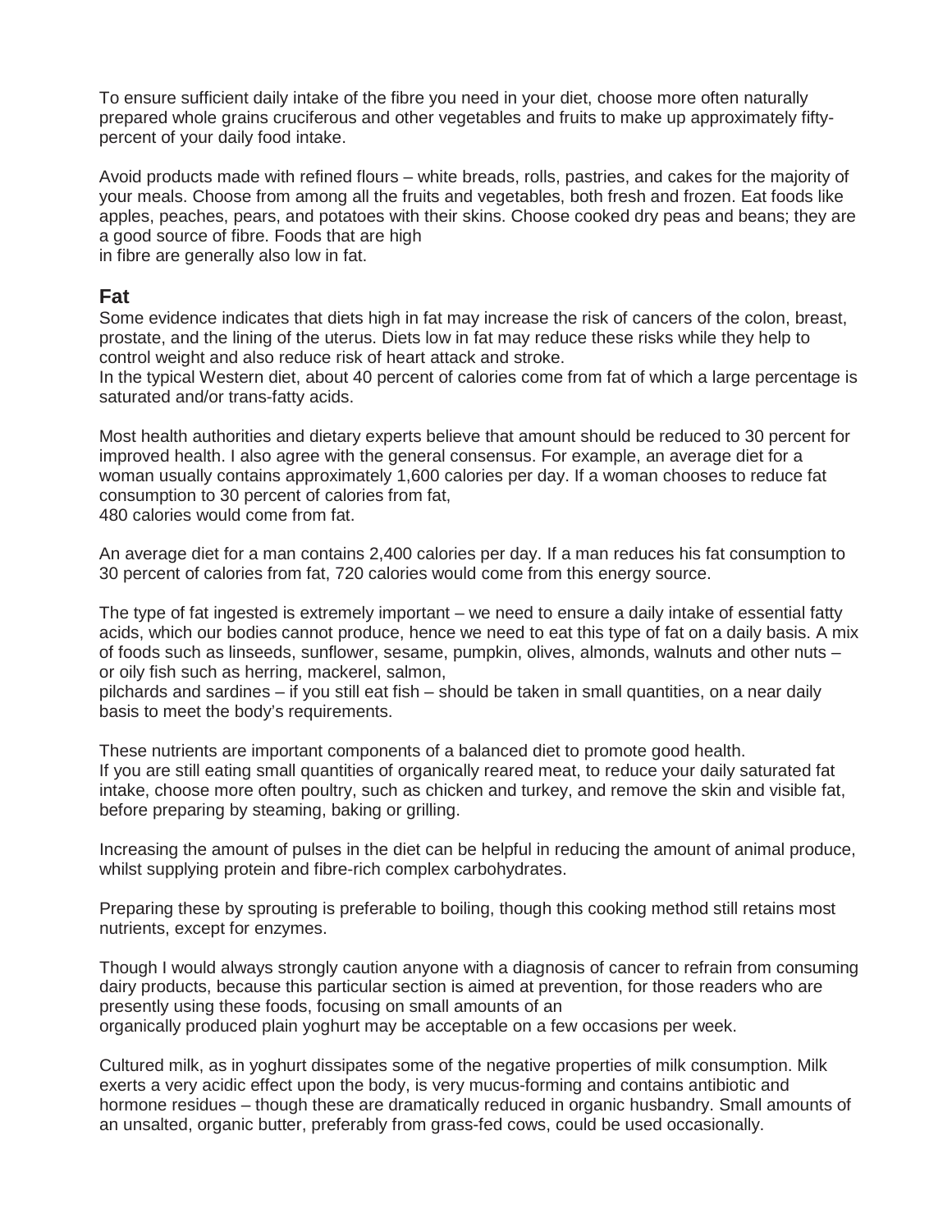To ensure sufficient daily intake of the fibre you need in your diet, choose more often naturally prepared whole grains cruciferous and other vegetables and fruits to make up approximately fifty-percent of your daily food intake.

Avoid products made with refined flours – white breads, rolls, pastries, and cakes for the majority of your meals. Choose from among all the fruits and vegetables, both fresh and frozen. Eat foods like apples, peaches, pears, and potatoes with their skins. Choose cooked dry peas and beans; they are a good source of fibre. Foods that are high in fibre are generally also low in fat.

## Fat

Some evidence indicates that diets high in fat may increase the risk of cancers of the colon, breast, prostate, and the lining of the uterus. Diets low in fat may reduce these risks while they help to control weight and also reduce risk of heart attack and stroke.

In the typical Western diet, about 40 percent of calories come from fat of which a large percentage is saturated and/or trans-fatty acids.

Most health authorities and dietary experts believe that amount should be reduced to 30 percent for improved health. I also agree with the general consensus. For example, an average diet for a woman usually contains approximately 1,600 calories per day. If a woman chooses to reduce fat consumption to 30 percent of calories from fat, 480 calories would come from fat.

An average diet for a man contains 2,400 calories per day. If a man reduces his fat consumption to 30 percent of calories from fat, 720 calories would come from this energy source.

The type of fat ingested is extremely important – we need to ensure a daily intake of essential fatty acids, which our bodies cannot produce, hence we need to eat this type of fat on a daily basis. A mix of foods such as linseeds, sunflower, sesame, pumpkin, olives, almonds, walnuts and other nuts – or oily fish such as herring, mackerel, salmon, pilchards and sardines – if you still eat fish – should be taken in small quantities, on a near daily basis to meet the body's requirements.

These nutrients are important components of a balanced diet to promote good health.

If you are still eating small quantities of organically reared meat, to reduce your daily saturated fat intake, choose more often poultry, such as chicken and turkey, and remove the skin and visible fat, before preparing by steaming, baking or grilling.

Increasing the amount of pulses in the diet can be helpful in reducing the amount of animal produce, whilst supplying protein and fibre-rich complex carbohydrates.

Preparing these by sprouting is preferable to boiling, though this cooking method still retains most nutrients, except for enzymes.

Though I would always strongly caution anyone with a diagnosis of cancer to refrain from consuming dairy products, because this particular section is aimed at prevention, for those readers who are presently using these foods, focusing on small amounts of an organically produced plain yoghurt may be acceptable on a few occasions per week.

Cultured milk, as in yoghurt dissipates some of the negative properties of milk consumption. Milk exerts a very acidic effect upon the body, is very mucus-forming and contains antibiotic and hormone residues – though these are dramatically reduced in organic husbandry. Small amounts of an unsalted, organic butter, preferably from grass-fed cows, could be used occasionally.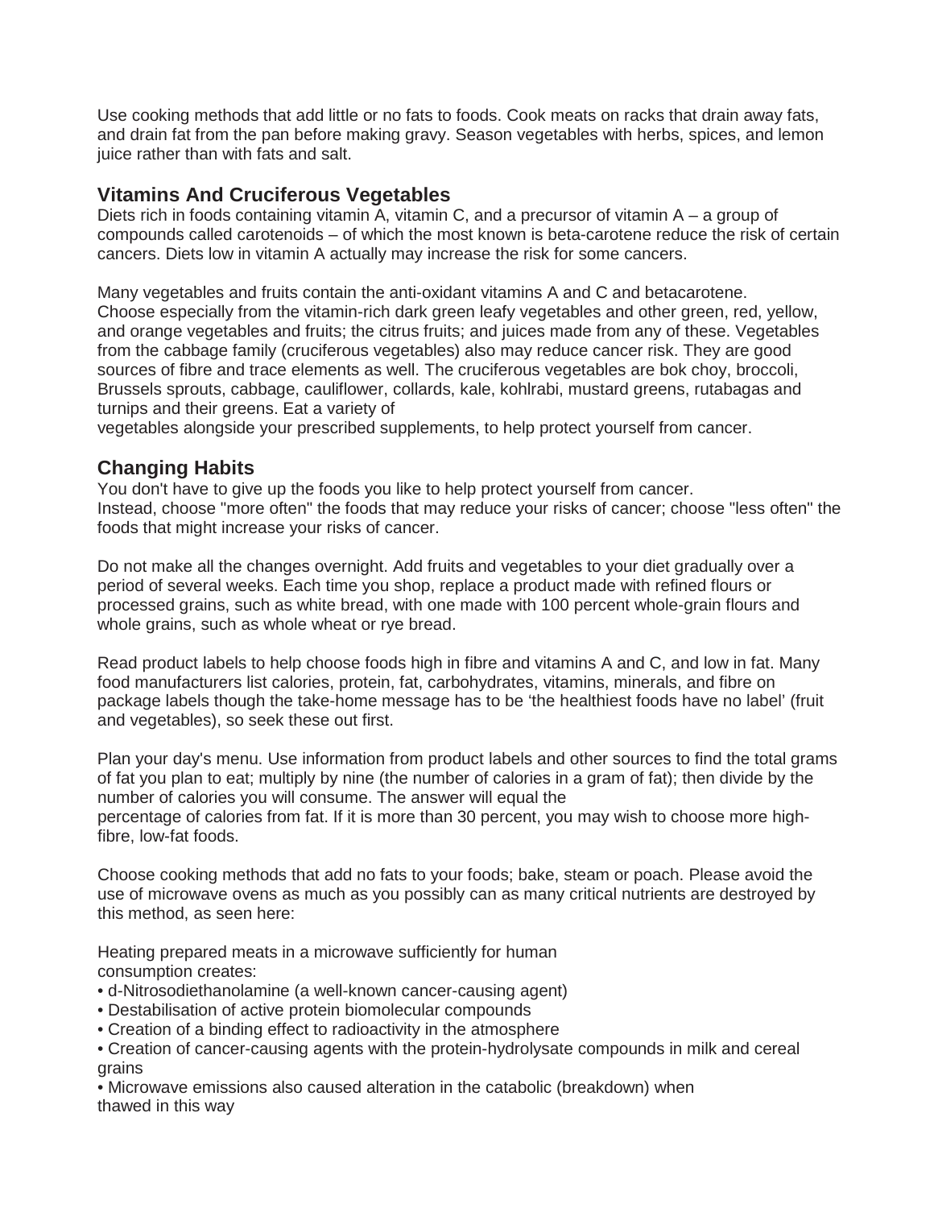Use cooking methods that add little or no fats to foods. Cook meats on racks that drain away fats, and drain fat from the pan before making gravy. Season vegetables with herbs, spices, and lemon juice rather than with fats and salt.

## Vitamins And Cruciferous Vegetables

Diets rich in foods containing vitamin A, vitamin C, and a precursor of vitamin A – a group of compounds called carotenoids – of which the most known is beta-carotene reduce the risk of certain cancers. Diets low in vitamin A actually may increase the risk for some cancers.

Many vegetables and fruits contain the anti-oxidant vitamins A and C and betacarotene. Choose especially from the vitamin-rich dark green leafy vegetables and other green, red, yellow, and orange vegetables and fruits; the citrus fruits; and juices made from any of these. Vegetables from the cabbage family (cruciferous vegetables) also may reduce cancer risk. They are good sources of fibre and trace elements as well. The cruciferous vegetables are bok choy, broccoli, Brussels sprouts, cabbage, cauliflower, collards, kale, kohlrabi, mustard greens, rutabagas and turnips and their greens. Eat a variety of vegetables alongside your prescribed supplements, to help protect yourself from cancer.

## Changing Habits

You don't have to give up the foods you like to help protect yourself from cancer. Instead, choose "more often" the foods that may reduce your risks of cancer; choose "less often" the foods that might increase your risks of cancer.

Do not make all the changes overnight. Add fruits and vegetables to your diet gradually over a period of several weeks. Each time you shop, replace a product made with refined flours or processed grains, such as white bread, with one made with 100 percent whole-grain flours and whole grains, such as whole wheat or rye bread.

Read product labels to help choose foods high in fibre and vitamins A and C, and low in fat. Many food manufacturers list calories, protein, fat, carbohydrates, vitamins, minerals, and fibre on package labels though the take-home message has to be 'the healthiest foods have no label' (fruit and vegetables), so seek these out first.

Plan your day's menu. Use information from product labels and other sources to find the total grams of fat you plan to eat; multiply by nine (the number of calories in a gram of fat); then divide by the number of calories you will consume. The answer will equal the percentage of calories from fat. If it is more than 30 percent, you may wish to choose more high-fibre, low-fat foods.

Choose cooking methods that add no fats to your foods; bake, steam or poach. Please avoid the use of microwave ovens as much as you possibly can as many critical nutrients are destroyed by this method, as seen here:

Heating prepared meats in a microwave sufficiently for human consumption creates:

- d-Nitrosodiethanolamine (a well-known cancer-causing agent)
- Destabilisation of active protein biomolecular compounds
- Creation of a binding effect to radioactivity in the atmosphere
- Creation of cancer-causing agents with the protein-hydrolysate compounds in milk and cereal grains
- Microwave emissions also caused alteration in the catabolic (breakdown) when thawed in this way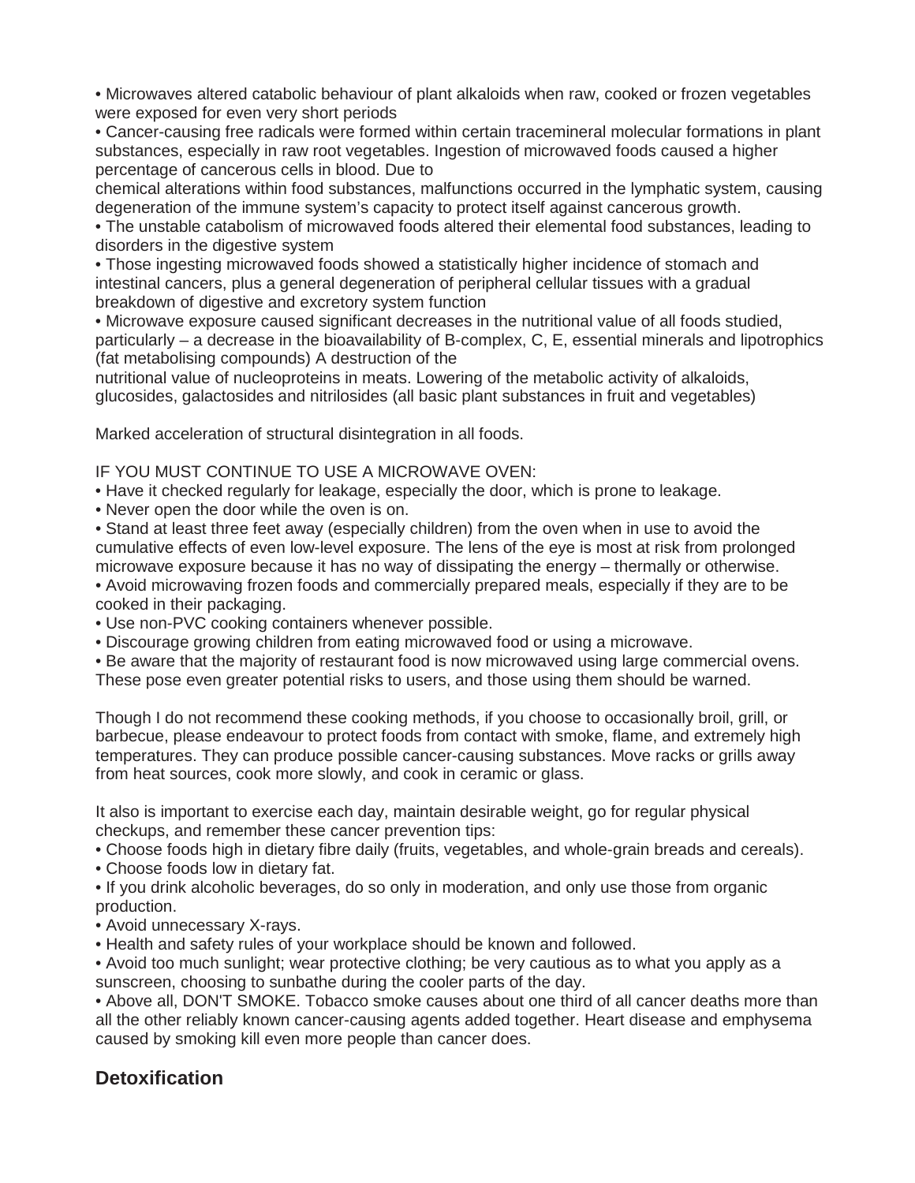• Microwaves altered catabolic behaviour of plant alkaloids when raw, cooked or frozen vegetables were exposed for even very short periods

• Cancer-causing free radicals were formed within certain tracemineral molecular formations in plant substances, especially in raw root vegetables. Ingestion of microwaved foods caused a higher percentage of cancerous cells in blood. Due to chemical alterations within food substances, malfunctions occurred in the lymphatic system, causing degeneration of the immune system's capacity to protect itself against cancerous growth.

• The unstable catabolism of microwaved foods altered their elemental food substances, leading to disorders in the digestive system

• Those ingesting microwaved foods showed a statistically higher incidence of stomach and intestinal cancers, plus a general degeneration of peripheral cellular tissues with a gradual breakdown of digestive and excretory system function

• Microwave exposure caused significant decreases in the nutritional value of all foods studied, particularly – a decrease in the bioavailability of B-complex, C, E, essential minerals and lipotrophics (fat metabolising compounds) A destruction of the nutritional value of nucleoproteins in meats. Lowering of the metabolic activity of alkaloids, glucosides, galactosides and nitrilosides (all basic plant substances in fruit and vegetables)

Marked acceleration of structural disintegration in all foods.

IF YOU MUST CONTINUE TO USE A MICROWAVE OVEN:

• Have it checked regularly for leakage, especially the door, which is prone to leakage.
• Never open the door while the oven is on.
• Stand at least three feet away (especially children) from the oven when in use to avoid the cumulative effects of even low-level exposure. The lens of the eye is most at risk from prolonged microwave exposure because it has no way of dissipating the energy – thermally or otherwise.
• Avoid microwaving frozen foods and commercially prepared meals, especially if they are to be cooked in their packaging.
• Use non-PVC cooking containers whenever possible.
• Discourage growing children from eating microwaved food or using a microwave.
• Be aware that the majority of restaurant food is now microwaved using large commercial ovens. These pose even greater potential risks to users, and those using them should be warned.

Though I do not recommend these cooking methods, if you choose to occasionally broil, grill, or barbecue, please endeavour to protect foods from contact with smoke, flame, and extremely high temperatures. They can produce possible cancer-causing substances. Move racks or grills away from heat sources, cook more slowly, and cook in ceramic or glass.

It also is important to exercise each day, maintain desirable weight, go for regular physical checkups, and remember these cancer prevention tips:

• Choose foods high in dietary fibre daily (fruits, vegetables, and whole-grain breads and cereals).
• Choose foods low in dietary fat.
• If you drink alcoholic beverages, do so only in moderation, and only use those from organic production.
• Avoid unnecessary X-rays.
• Health and safety rules of your workplace should be known and followed.
• Avoid too much sunlight; wear protective clothing; be very cautious as to what you apply as a sunscreen, choosing to sunbathe during the cooler parts of the day.
• Above all, DON'T SMOKE. Tobacco smoke causes about one third of all cancer deaths more than all the other reliably known cancer-causing agents added together. Heart disease and emphysema caused by smoking kill even more people than cancer does.

## Detoxification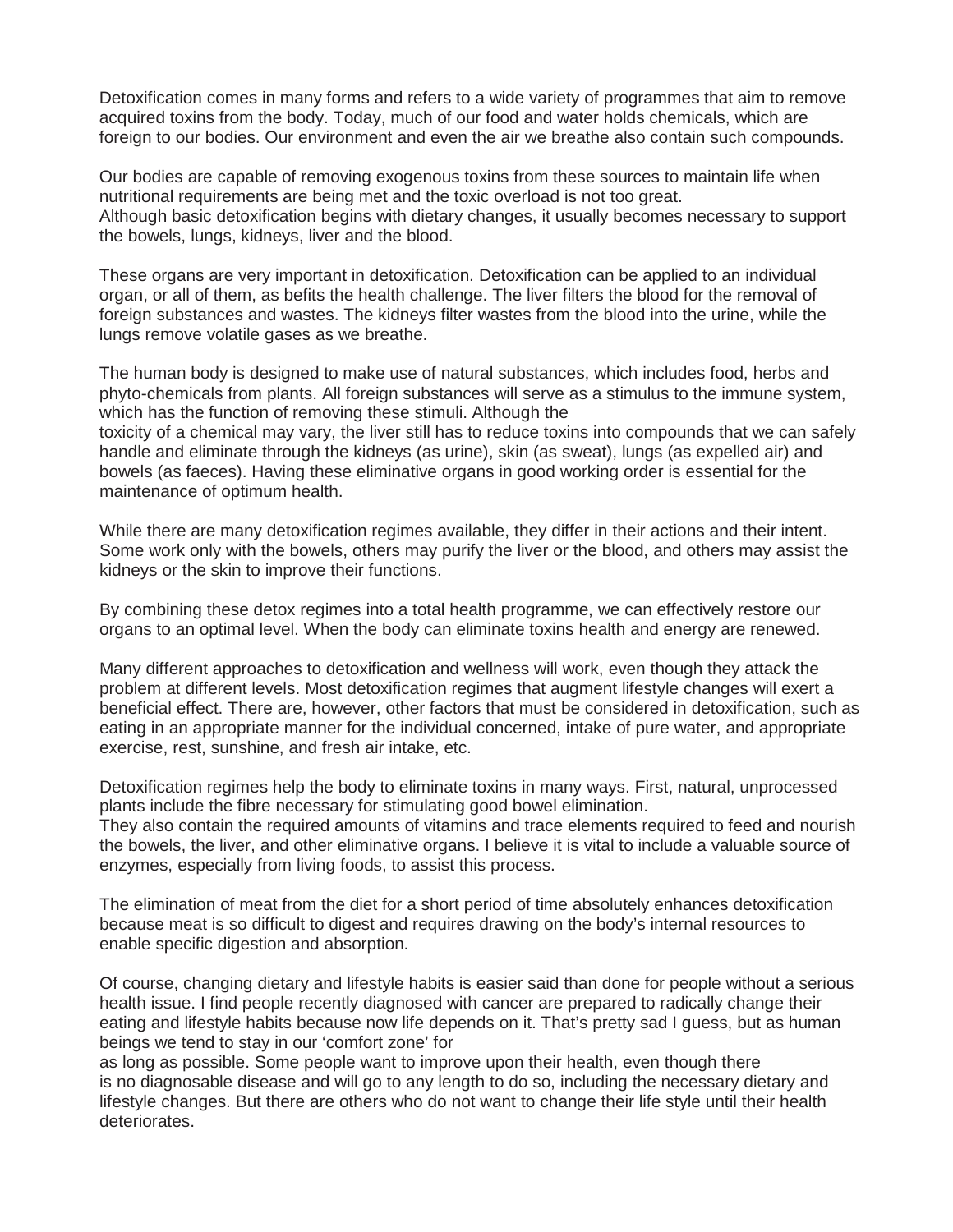Detoxification comes in many forms and refers to a wide variety of programmes that aim to remove acquired toxins from the body. Today, much of our food and water holds chemicals, which are foreign to our bodies. Our environment and even the air we breathe also contain such compounds.

Our bodies are capable of removing exogenous toxins from these sources to maintain life when nutritional requirements are being met and the toxic overload is not too great.
Although basic detoxification begins with dietary changes, it usually becomes necessary to support the bowels, lungs, kidneys, liver and the blood.

These organs are very important in detoxification. Detoxification can be applied to an individual organ, or all of them, as befits the health challenge. The liver filters the blood for the removal of foreign substances and wastes. The kidneys filter wastes from the blood into the urine, while the lungs remove volatile gases as we breathe.

The human body is designed to make use of natural substances, which includes food, herbs and phyto-chemicals from plants. All foreign substances will serve as a stimulus to the immune system, which has the function of removing these stimuli. Although the toxicity of a chemical may vary, the liver still has to reduce toxins into compounds that we can safely handle and eliminate through the kidneys (as urine), skin (as sweat), lungs (as expelled air) and bowels (as faeces). Having these eliminative organs in good working order is essential for the maintenance of optimum health.

While there are many detoxification regimes available, they differ in their actions and their intent. Some work only with the bowels, others may purify the liver or the blood, and others may assist the kidneys or the skin to improve their functions.

By combining these detox regimes into a total health programme, we can effectively restore our organs to an optimal level. When the body can eliminate toxins health and energy are renewed.

Many different approaches to detoxification and wellness will work, even though they attack the problem at different levels. Most detoxification regimes that augment lifestyle changes will exert a beneficial effect. There are, however, other factors that must be considered in detoxification, such as eating in an appropriate manner for the individual concerned, intake of pure water, and appropriate exercise, rest, sunshine, and fresh air intake, etc.

Detoxification regimes help the body to eliminate toxins in many ways. First, natural, unprocessed plants include the fibre necessary for stimulating good bowel elimination.
They also contain the required amounts of vitamins and trace elements required to feed and nourish the bowels, the liver, and other eliminative organs. I believe it is vital to include a valuable source of enzymes, especially from living foods, to assist this process.

The elimination of meat from the diet for a short period of time absolutely enhances detoxification because meat is so difficult to digest and requires drawing on the body's internal resources to enable specific digestion and absorption.

Of course, changing dietary and lifestyle habits is easier said than done for people without a serious health issue. I find people recently diagnosed with cancer are prepared to radically change their eating and lifestyle habits because now life depends on it. That's pretty sad I guess, but as human beings we tend to stay in our 'comfort zone' for as long as possible. Some people want to improve upon their health, even though there is no diagnosable disease and will go to any length to do so, including the necessary dietary and lifestyle changes. But there are others who do not want to change their life style until their health deteriorates.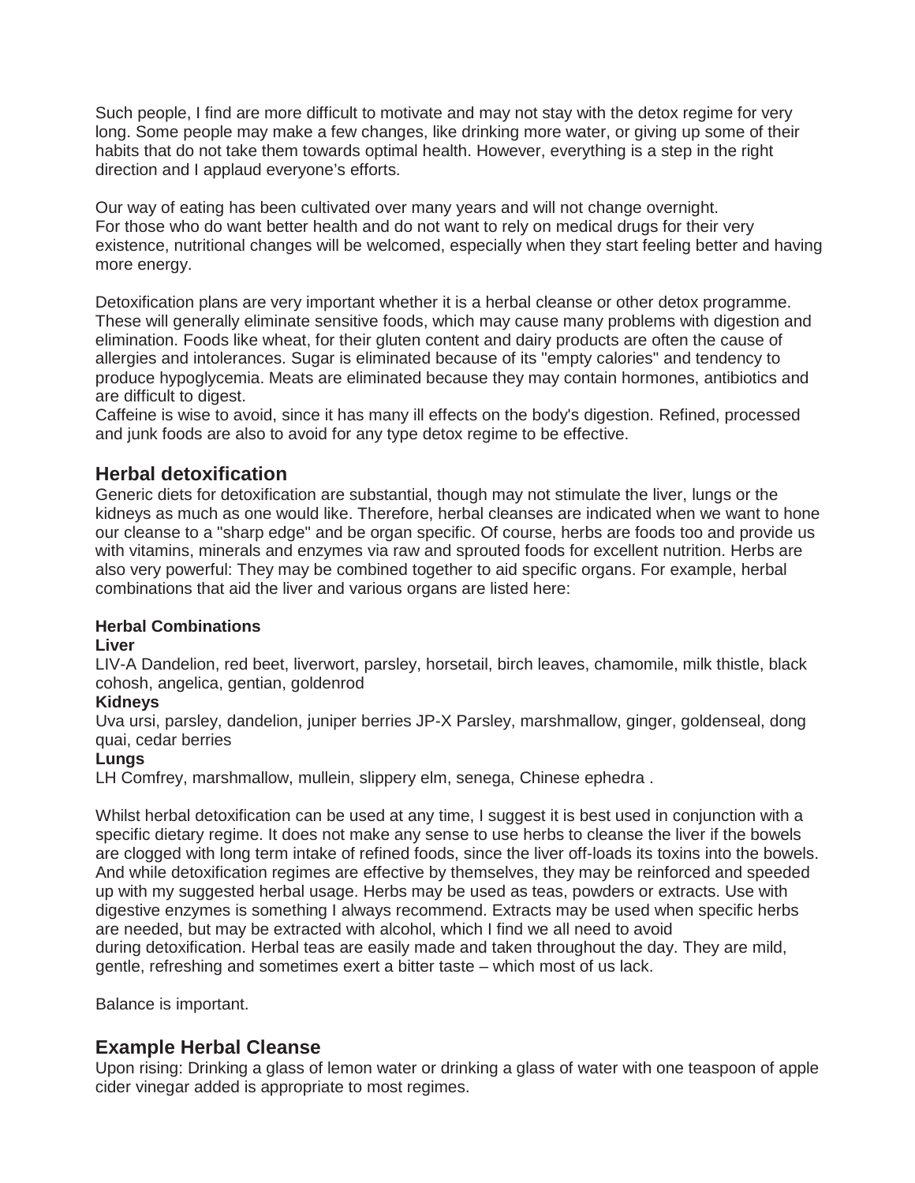Such people, I find are more difficult to motivate and may not stay with the detox regime for very long. Some people may make a few changes, like drinking more water, or giving up some of their habits that do not take them towards optimal health. However, everything is a step in the right direction and I applaud everyone's efforts.

Our way of eating has been cultivated over many years and will not change overnight.
For those who do want better health and do not want to rely on medical drugs for their very existence, nutritional changes will be welcomed, especially when they start feeling better and having more energy.

Detoxification plans are very important whether it is a herbal cleanse or other detox programme. These will generally eliminate sensitive foods, which may cause many problems with digestion and elimination. Foods like wheat, for their gluten content and dairy products are often the cause of allergies and intolerances. Sugar is eliminated because of its "empty calories" and tendency to produce hypoglycemia. Meats are eliminated because they may contain hormones, antibiotics and are difficult to digest.
Caffeine is wise to avoid, since it has many ill effects on the body's digestion. Refined, processed and junk foods are also to avoid for any type detox regime to be effective.

## Herbal detoxification

Generic diets for detoxification are substantial, though may not stimulate the liver, lungs or the kidneys as much as one would like. Therefore, herbal cleanses are indicated when we want to hone our cleanse to a "sharp edge" and be organ specific. Of course, herbs are foods too and provide us with vitamins, minerals and enzymes via raw and sprouted foods for excellent nutrition. Herbs are also very powerful: They may be combined together to aid specific organs. For example, herbal combinations that aid the liver and various organs are listed here:

**Herbal Combinations**

**Liver**

LIV-A Dandelion, red beet, liverwort, parsley, horsetail, birch leaves, chamomile, milk thistle, black cohosh, angelica, gentian, goldenrod

**Kidneys**

Uva ursi, parsley, dandelion, juniper berries JP-X Parsley, marshmallow, ginger, goldenseal, dong quai, cedar berries

**Lungs**

LH Comfrey, marshmallow, mullein, slippery elm, senega, Chinese ephedra .

Whilst herbal detoxification can be used at any time, I suggest it is best used in conjunction with a specific dietary regime. It does not make any sense to use herbs to cleanse the liver if the bowels are clogged with long term intake of refined foods, since the liver off-loads its toxins into the bowels. And while detoxification regimes are effective by themselves, they may be reinforced and speeded up with my suggested herbal usage. Herbs may be used as teas, powders or extracts. Use with digestive enzymes is something I always recommend. Extracts may be used when specific herbs are needed, but may be extracted with alcohol, which I find we all need to avoid during detoxification. Herbal teas are easily made and taken throughout the day. They are mild, gentle, refreshing and sometimes exert a bitter taste – which most of us lack.

Balance is important.

## Example Herbal Cleanse

Upon rising: Drinking a glass of lemon water or drinking a glass of water with one teaspoon of apple cider vinegar added is appropriate to most regimes.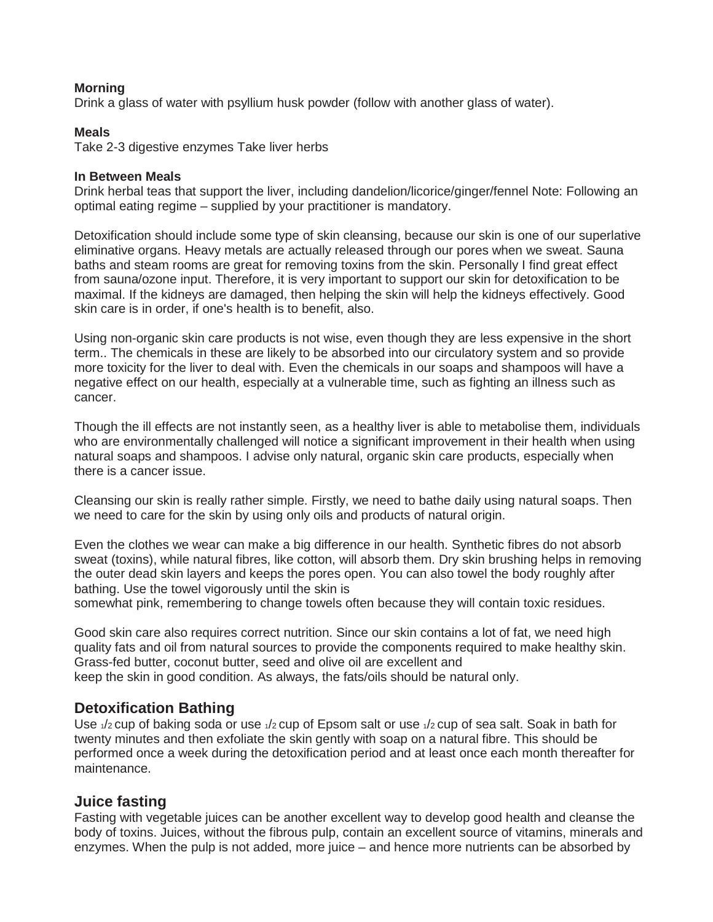**Morning**
Drink a glass of water with psyllium husk powder (follow with another glass of water).

**Meals**
Take 2-3 digestive enzymes Take liver herbs

**In Between Meals**
Drink herbal teas that support the liver, including dandelion/licorice/ginger/fennel Note: Following an optimal eating regime – supplied by your practitioner is mandatory.

Detoxification should include some type of skin cleansing, because our skin is one of our superlative eliminative organs. Heavy metals are actually released through our pores when we sweat. Sauna baths and steam rooms are great for removing toxins from the skin. Personally I find great effect from sauna/ozone input. Therefore, it is very important to support our skin for detoxification to be maximal. If the kidneys are damaged, then helping the skin will help the kidneys effectively. Good skin care is in order, if one's health is to benefit, also.

Using non-organic skin care products is not wise, even though they are less expensive in the short term.. The chemicals in these are likely to be absorbed into our circulatory system and so provide more toxicity for the liver to deal with. Even the chemicals in our soaps and shampoos will have a negative effect on our health, especially at a vulnerable time, such as fighting an illness such as cancer.

Though the ill effects are not instantly seen, as a healthy liver is able to metabolise them, individuals who are environmentally challenged will notice a significant improvement in their health when using natural soaps and shampoos. I advise only natural, organic skin care products, especially when there is a cancer issue.

Cleansing our skin is really rather simple. Firstly, we need to bathe daily using natural soaps. Then we need to care for the skin by using only oils and products of natural origin.

Even the clothes we wear can make a big difference in our health. Synthetic fibres do not absorb sweat (toxins), while natural fibres, like cotton, will absorb them. Dry skin brushing helps in removing the outer dead skin layers and keeps the pores open. You can also towel the body roughly after bathing. Use the towel vigorously until the skin is somewhat pink, remembering to change towels often because they will contain toxic residues.

Good skin care also requires correct nutrition. Since our skin contains a lot of fat, we need high quality fats and oil from natural sources to provide the components required to make healthy skin. Grass-fed butter, coconut butter, seed and olive oil are excellent and keep the skin in good condition. As always, the fats/oils should be natural only.

## Detoxification Bathing

Use 1/2 cup of baking soda or use 1/2 cup of Epsom salt or use 1/2 cup of sea salt. Soak in bath for twenty minutes and then exfoliate the skin gently with soap on a natural fibre. This should be performed once a week during the detoxification period and at least once each month thereafter for maintenance.

## Juice fasting

Fasting with vegetable juices can be another excellent way to develop good health and cleanse the body of toxins. Juices, without the fibrous pulp, contain an excellent source of vitamins, minerals and enzymes. When the pulp is not added, more juice – and hence more nutrients can be absorbed by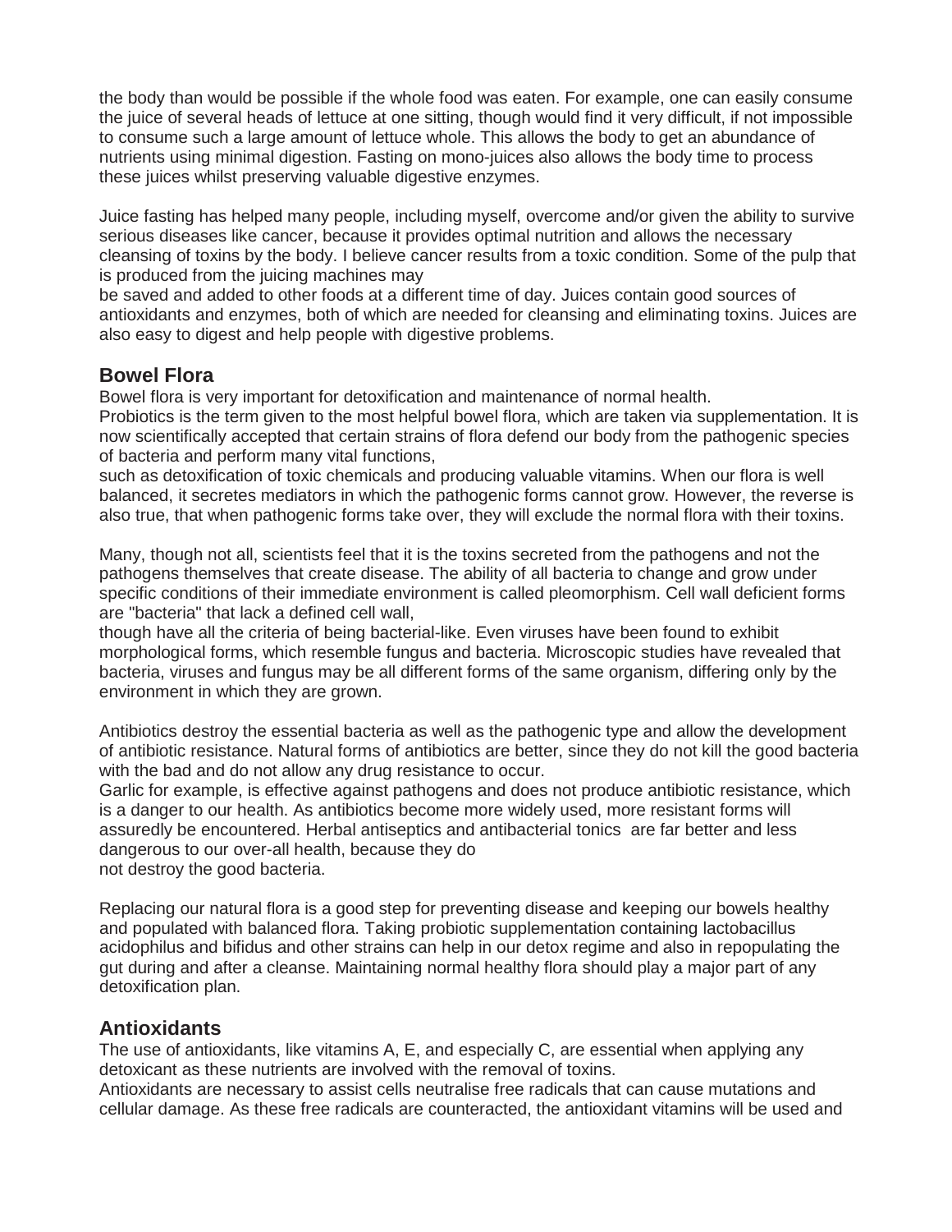the body than would be possible if the whole food was eaten. For example, one can easily consume the juice of several heads of lettuce at one sitting, though would find it very difficult, if not impossible to consume such a large amount of lettuce whole. This allows the body to get an abundance of nutrients using minimal digestion. Fasting on mono-juices also allows the body time to process these juices whilst preserving valuable digestive enzymes.

Juice fasting has helped many people, including myself, overcome and/or given the ability to survive serious diseases like cancer, because it provides optimal nutrition and allows the necessary cleansing of toxins by the body. I believe cancer results from a toxic condition. Some of the pulp that is produced from the juicing machines may be saved and added to other foods at a different time of day. Juices contain good sources of antioxidants and enzymes, both of which are needed for cleansing and eliminating toxins. Juices are also easy to digest and help people with digestive problems.

## Bowel Flora

Bowel flora is very important for detoxification and maintenance of normal health. Probiotics is the term given to the most helpful bowel flora, which are taken via supplementation. It is now scientifically accepted that certain strains of flora defend our body from the pathogenic species of bacteria and perform many vital functions, such as detoxification of toxic chemicals and producing valuable vitamins. When our flora is well balanced, it secretes mediators in which the pathogenic forms cannot grow. However, the reverse is also true, that when pathogenic forms take over, they will exclude the normal flora with their toxins.

Many, though not all, scientists feel that it is the toxins secreted from the pathogens and not the pathogens themselves that create disease. The ability of all bacteria to change and grow under specific conditions of their immediate environment is called pleomorphism. Cell wall deficient forms are "bacteria" that lack a defined cell wall, though have all the criteria of being bacterial-like. Even viruses have been found to exhibit morphological forms, which resemble fungus and bacteria. Microscopic studies have revealed that bacteria, viruses and fungus may be all different forms of the same organism, differing only by the environment in which they are grown.

Antibiotics destroy the essential bacteria as well as the pathogenic type and allow the development of antibiotic resistance. Natural forms of antibiotics are better, since they do not kill the good bacteria with the bad and do not allow any drug resistance to occur. Garlic for example, is effective against pathogens and does not produce antibiotic resistance, which is a danger to our health. As antibiotics become more widely used, more resistant forms will assuredly be encountered. Herbal antiseptics and antibacterial tonics are far better and less dangerous to our over-all health, because they do not destroy the good bacteria.

Replacing our natural flora is a good step for preventing disease and keeping our bowels healthy and populated with balanced flora. Taking probiotic supplementation containing lactobacillus acidophilus and bifidus and other strains can help in our detox regime and also in repopulating the gut during and after a cleanse. Maintaining normal healthy flora should play a major part of any detoxification plan.

## Antioxidants

The use of antioxidants, like vitamins A, E, and especially C, are essential when applying any detoxicant as these nutrients are involved with the removal of toxins. Antioxidants are necessary to assist cells neutralise free radicals that can cause mutations and cellular damage. As these free radicals are counteracted, the antioxidant vitamins will be used and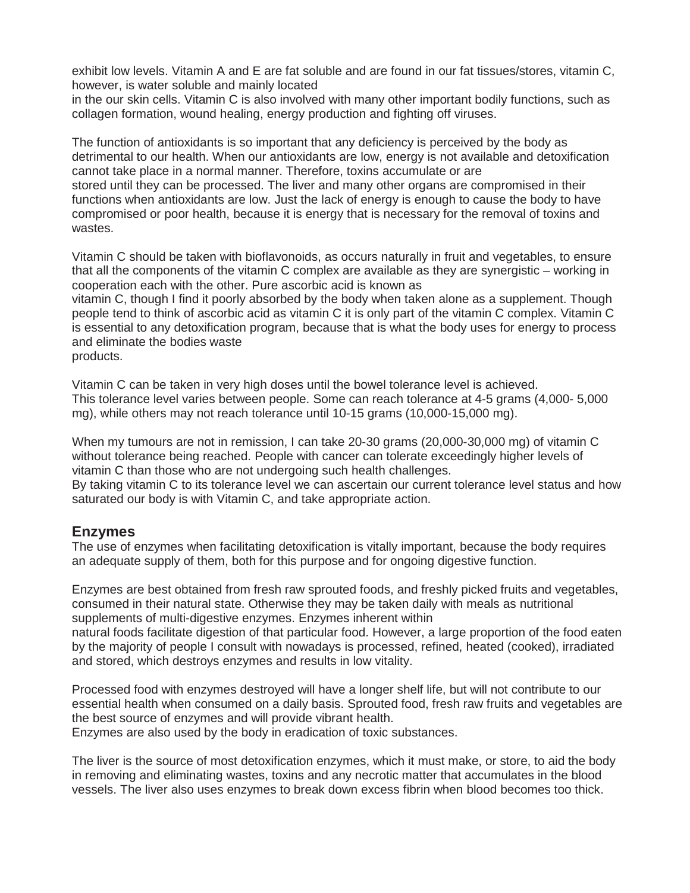exhibit low levels. Vitamin A and E are fat soluble and are found in our fat tissues/stores, vitamin C, however, is water soluble and mainly located in the our skin cells. Vitamin C is also involved with many other important bodily functions, such as collagen formation, wound healing, energy production and fighting off viruses.

The function of antioxidants is so important that any deficiency is perceived by the body as detrimental to our health. When our antioxidants are low, energy is not available and detoxification cannot take place in a normal manner. Therefore, toxins accumulate or are stored until they can be processed. The liver and many other organs are compromised in their functions when antioxidants are low. Just the lack of energy is enough to cause the body to have compromised or poor health, because it is energy that is necessary for the removal of toxins and wastes.

Vitamin C should be taken with bioflavonoids, as occurs naturally in fruit and vegetables, to ensure that all the components of the vitamin C complex are available as they are synergistic – working in cooperation each with the other. Pure ascorbic acid is known as vitamin C, though I find it poorly absorbed by the body when taken alone as a supplement. Though people tend to think of ascorbic acid as vitamin C it is only part of the vitamin C complex. Vitamin C is essential to any detoxification program, because that is what the body uses for energy to process and eliminate the bodies waste products.

Vitamin C can be taken in very high doses until the bowel tolerance level is achieved. This tolerance level varies between people. Some can reach tolerance at 4-5 grams (4,000- 5,000 mg), while others may not reach tolerance until 10-15 grams (10,000-15,000 mg).

When my tumours are not in remission, I can take 20-30 grams (20,000-30,000 mg) of vitamin C without tolerance being reached. People with cancer can tolerate exceedingly higher levels of vitamin C than those who are not undergoing such health challenges.
By taking vitamin C to its tolerance level we can ascertain our current tolerance level status and how saturated our body is with Vitamin C, and take appropriate action.

## Enzymes

The use of enzymes when facilitating detoxification is vitally important, because the body requires an adequate supply of them, both for this purpose and for ongoing digestive function.

Enzymes are best obtained from fresh raw sprouted foods, and freshly picked fruits and vegetables, consumed in their natural state. Otherwise they may be taken daily with meals as nutritional supplements of multi-digestive enzymes. Enzymes inherent within natural foods facilitate digestion of that particular food. However, a large proportion of the food eaten by the majority of people I consult with nowadays is processed, refined, heated (cooked), irradiated and stored, which destroys enzymes and results in low vitality.

Processed food with enzymes destroyed will have a longer shelf life, but will not contribute to our essential health when consumed on a daily basis. Sprouted food, fresh raw fruits and vegetables are the best source of enzymes and will provide vibrant health.
Enzymes are also used by the body in eradication of toxic substances.

The liver is the source of most detoxification enzymes, which it must make, or store, to aid the body in removing and eliminating wastes, toxins and any necrotic matter that accumulates in the blood vessels. The liver also uses enzymes to break down excess fibrin when blood becomes too thick.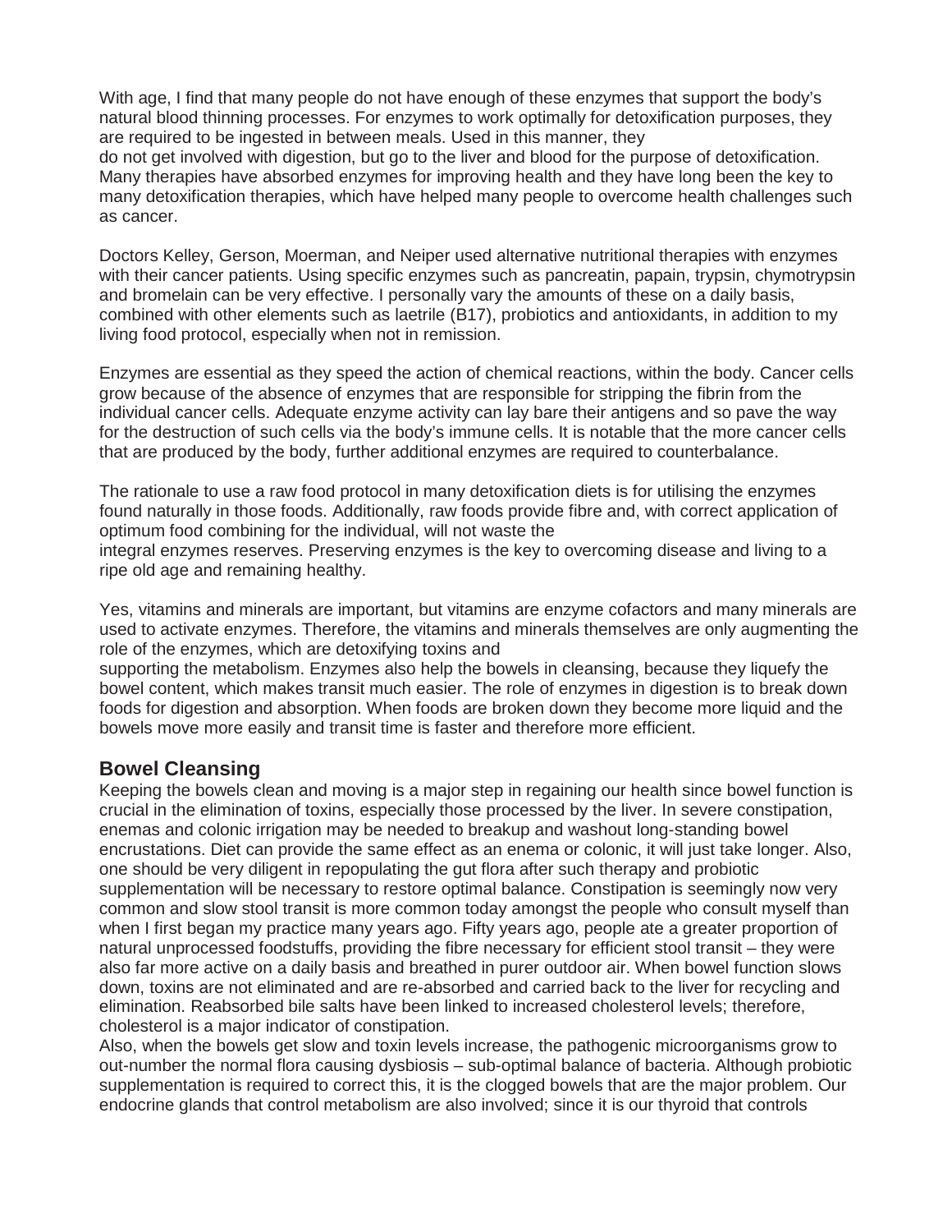With age, I find that many people do not have enough of these enzymes that support the body's natural blood thinning processes. For enzymes to work optimally for detoxification purposes, they are required to be ingested in between meals. Used in this manner, they do not get involved with digestion, but go to the liver and blood for the purpose of detoxification. Many therapies have absorbed enzymes for improving health and they have long been the key to many detoxification therapies, which have helped many people to overcome health challenges such as cancer.

Doctors Kelley, Gerson, Moerman, and Neiper used alternative nutritional therapies with enzymes with their cancer patients. Using specific enzymes such as pancreatin, papain, trypsin, chymotrypsin and bromelain can be very effective. I personally vary the amounts of these on a daily basis, combined with other elements such as laetrile (B17), probiotics and antioxidants, in addition to my living food protocol, especially when not in remission.

Enzymes are essential as they speed the action of chemical reactions, within the body. Cancer cells grow because of the absence of enzymes that are responsible for stripping the fibrin from the individual cancer cells. Adequate enzyme activity can lay bare their antigens and so pave the way for the destruction of such cells via the body's immune cells. It is notable that the more cancer cells that are produced by the body, further additional enzymes are required to counterbalance.

The rationale to use a raw food protocol in many detoxification diets is for utilising the enzymes found naturally in those foods. Additionally, raw foods provide fibre and, with correct application of optimum food combining for the individual, will not waste the integral enzymes reserves. Preserving enzymes is the key to overcoming disease and living to a ripe old age and remaining healthy.

Yes, vitamins and minerals are important, but vitamins are enzyme cofactors and many minerals are used to activate enzymes. Therefore, the vitamins and minerals themselves are only augmenting the role of the enzymes, which are detoxifying toxins and supporting the metabolism. Enzymes also help the bowels in cleansing, because they liquefy the bowel content, which makes transit much easier. The role of enzymes in digestion is to break down foods for digestion and absorption. When foods are broken down they become more liquid and the bowels move more easily and transit time is faster and therefore more efficient.

## Bowel Cleansing

Keeping the bowels clean and moving is a major step in regaining our health since bowel function is crucial in the elimination of toxins, especially those processed by the liver. In severe constipation, enemas and colonic irrigation may be needed to breakup and washout long-standing bowel encrustations. Diet can provide the same effect as an enema or colonic, it will just take longer. Also, one should be very diligent in repopulating the gut flora after such therapy and probiotic supplementation will be necessary to restore optimal balance. Constipation is seemingly now very common and slow stool transit is more common today amongst the people who consult myself than when I first began my practice many years ago. Fifty years ago, people ate a greater proportion of natural unprocessed foodstuffs, providing the fibre necessary for efficient stool transit – they were also far more active on a daily basis and breathed in purer outdoor air. When bowel function slows down, toxins are not eliminated and are re-absorbed and carried back to the liver for recycling and elimination. Reabsorbed bile salts have been linked to increased cholesterol levels; therefore, cholesterol is a major indicator of constipation.

Also, when the bowels get slow and toxin levels increase, the pathogenic microorganisms grow to out-number the normal flora causing dysbiosis – sub-optimal balance of bacteria. Although probiotic supplementation is required to correct this, it is the clogged bowels that are the major problem. Our endocrine glands that control metabolism are also involved; since it is our thyroid that controls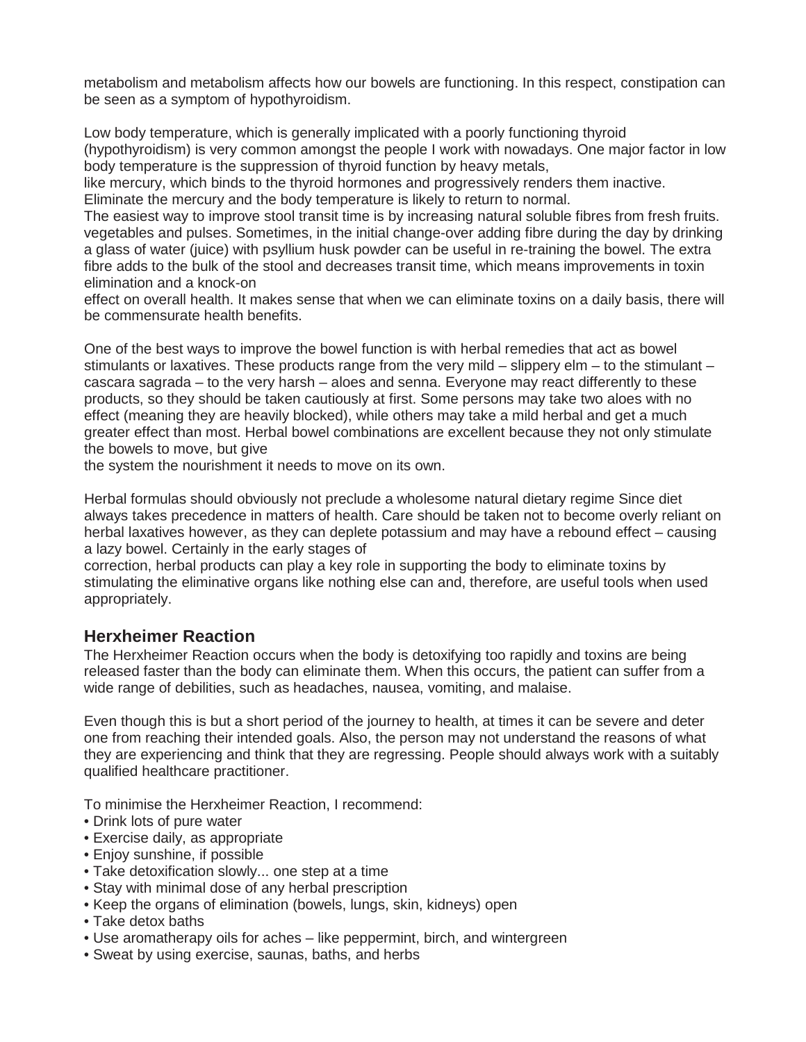metabolism and metabolism affects how our bowels are functioning. In this respect, constipation can be seen as a symptom of hypothyroidism.

Low body temperature, which is generally implicated with a poorly functioning thyroid (hypothyroidism) is very common amongst the people I work with nowadays. One major factor in low body temperature is the suppression of thyroid function by heavy metals, like mercury, which binds to the thyroid hormones and progressively renders them inactive. Eliminate the mercury and the body temperature is likely to return to normal.

The easiest way to improve stool transit time is by increasing natural soluble fibres from fresh fruits. vegetables and pulses. Sometimes, in the initial change-over adding fibre during the day by drinking a glass of water (juice) with psyllium husk powder can be useful in re-training the bowel. The extra fibre adds to the bulk of the stool and decreases transit time, which means improvements in toxin elimination and a knock-on effect on overall health. It makes sense that when we can eliminate toxins on a daily basis, there will be commensurate health benefits.

One of the best ways to improve the bowel function is with herbal remedies that act as bowel stimulants or laxatives. These products range from the very mild – slippery elm – to the stimulant – cascara sagrada – to the very harsh – aloes and senna. Everyone may react differently to these products, so they should be taken cautiously at first. Some persons may take two aloes with no effect (meaning they are heavily blocked), while others may take a mild herbal and get a much greater effect than most. Herbal bowel combinations are excellent because they not only stimulate the bowels to move, but give the system the nourishment it needs to move on its own.

Herbal formulas should obviously not preclude a wholesome natural dietary regime Since diet always takes precedence in matters of health. Care should be taken not to become overly reliant on herbal laxatives however, as they can deplete potassium and may have a rebound effect – causing a lazy bowel. Certainly in the early stages of correction, herbal products can play a key role in supporting the body to eliminate toxins by stimulating the eliminative organs like nothing else can and, therefore, are useful tools when used appropriately.

## Herxheimer Reaction

The Herxheimer Reaction occurs when the body is detoxifying too rapidly and toxins are being released faster than the body can eliminate them. When this occurs, the patient can suffer from a wide range of debilities, such as headaches, nausea, vomiting, and malaise.

Even though this is but a short period of the journey to health, at times it can be severe and deter one from reaching their intended goals. Also, the person may not understand the reasons of what they are experiencing and think that they are regressing. People should always work with a suitably qualified healthcare practitioner.

To minimise the Herxheimer Reaction, I recommend:

- Drink lots of pure water
- Exercise daily, as appropriate
- Enjoy sunshine, if possible
- Take detoxification slowly... one step at a time
- Stay with minimal dose of any herbal prescription
- Keep the organs of elimination (bowels, lungs, skin, kidneys) open
- Take detox baths
- Use aromatherapy oils for aches – like peppermint, birch, and wintergreen
- Sweat by using exercise, saunas, baths, and herbs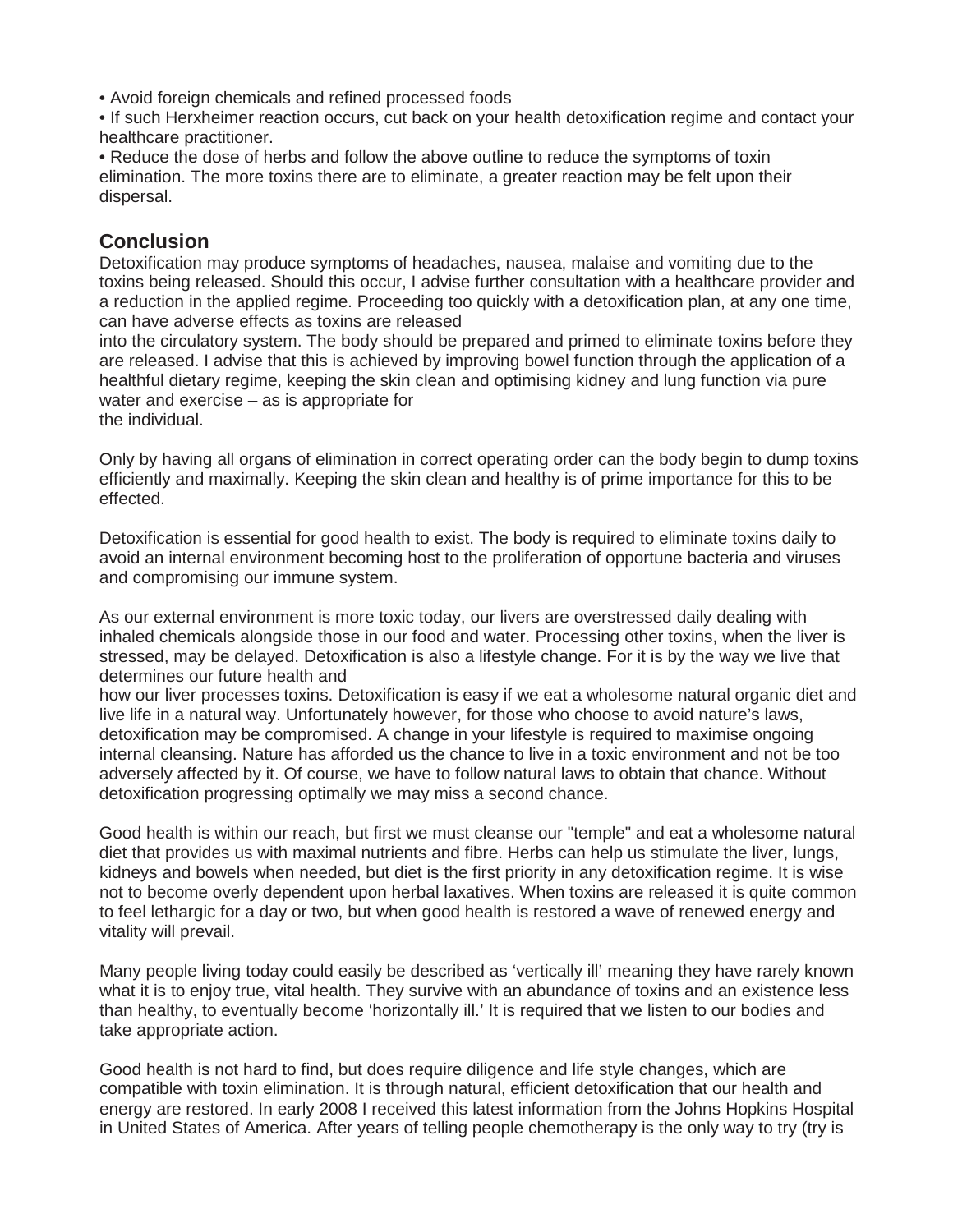- Avoid foreign chemicals and refined processed foods
- If such Herxheimer reaction occurs, cut back on your health detoxification regime and contact your healthcare practitioner.
- Reduce the dose of herbs and follow the above outline to reduce the symptoms of toxin elimination. The more toxins there are to eliminate, a greater reaction may be felt upon their dispersal.

## Conclusion

Detoxification may produce symptoms of headaches, nausea, malaise and vomiting due to the toxins being released. Should this occur, I advise further consultation with a healthcare provider and a reduction in the applied regime. Proceeding too quickly with a detoxification plan, at any one time, can have adverse effects as toxins are released into the circulatory system. The body should be prepared and primed to eliminate toxins before they are released. I advise that this is achieved by improving bowel function through the application of a healthful dietary regime, keeping the skin clean and optimising kidney and lung function via pure water and exercise – as is appropriate for the individual.

Only by having all organs of elimination in correct operating order can the body begin to dump toxins efficiently and maximally. Keeping the skin clean and healthy is of prime importance for this to be effected.

Detoxification is essential for good health to exist. The body is required to eliminate toxins daily to avoid an internal environment becoming host to the proliferation of opportune bacteria and viruses and compromising our immune system.

As our external environment is more toxic today, our livers are overstressed daily dealing with inhaled chemicals alongside those in our food and water. Processing other toxins, when the liver is stressed, may be delayed. Detoxification is also a lifestyle change. For it is by the way we live that determines our future health and how our liver processes toxins. Detoxification is easy if we eat a wholesome natural organic diet and live life in a natural way. Unfortunately however, for those who choose to avoid nature's laws, detoxification may be compromised. A change in your lifestyle is required to maximise ongoing internal cleansing. Nature has afforded us the chance to live in a toxic environment and not be too adversely affected by it. Of course, we have to follow natural laws to obtain that chance. Without detoxification progressing optimally we may miss a second chance.

Good health is within our reach, but first we must cleanse our "temple" and eat a wholesome natural diet that provides us with maximal nutrients and fibre. Herbs can help us stimulate the liver, lungs, kidneys and bowels when needed, but diet is the first priority in any detoxification regime. It is wise not to become overly dependent upon herbal laxatives. When toxins are released it is quite common to feel lethargic for a day or two, but when good health is restored a wave of renewed energy and vitality will prevail.

Many people living today could easily be described as 'vertically ill' meaning they have rarely known what it is to enjoy true, vital health. They survive with an abundance of toxins and an existence less than healthy, to eventually become 'horizontally ill.' It is required that we listen to our bodies and take appropriate action.

Good health is not hard to find, but does require diligence and life style changes, which are compatible with toxin elimination. It is through natural, efficient detoxification that our health and energy are restored. In early 2008 I received this latest information from the Johns Hopkins Hospital in United States of America. After years of telling people chemotherapy is the only way to try (try is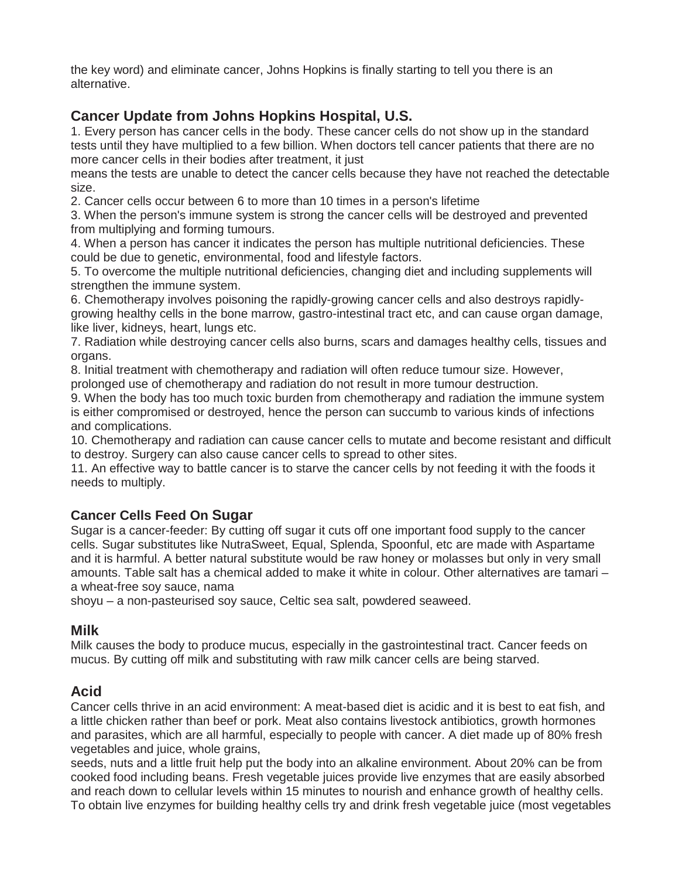the key word) and eliminate cancer, Johns Hopkins is finally starting to tell you there is an alternative.

## Cancer Update from Johns Hopkins Hospital, U.S.

1. Every person has cancer cells in the body. These cancer cells do not show up in the standard tests until they have multiplied to a few billion. When doctors tell cancer patients that there are no more cancer cells in their bodies after treatment, it just means the tests are unable to detect the cancer cells because they have not reached the detectable size.
2. Cancer cells occur between 6 to more than 10 times in a person's lifetime
3. When the person's immune system is strong the cancer cells will be destroyed and prevented from multiplying and forming tumours.
4. When a person has cancer it indicates the person has multiple nutritional deficiencies. These could be due to genetic, environmental, food and lifestyle factors.
5. To overcome the multiple nutritional deficiencies, changing diet and including supplements will strengthen the immune system.
6. Chemotherapy involves poisoning the rapidly-growing cancer cells and also destroys rapidly-growing healthy cells in the bone marrow, gastro-intestinal tract etc, and can cause organ damage, like liver, kidneys, heart, lungs etc.
7. Radiation while destroying cancer cells also burns, scars and damages healthy cells, tissues and organs.
8. Initial treatment with chemotherapy and radiation will often reduce tumour size. However, prolonged use of chemotherapy and radiation do not result in more tumour destruction.
9. When the body has too much toxic burden from chemotherapy and radiation the immune system is either compromised or destroyed, hence the person can succumb to various kinds of infections and complications.
10. Chemotherapy and radiation can cause cancer cells to mutate and become resistant and difficult to destroy. Surgery can also cause cancer cells to spread to other sites.
11. An effective way to battle cancer is to starve the cancer cells by not feeding it with the foods it needs to multiply.

### Cancer Cells Feed On Sugar

Sugar is a cancer-feeder: By cutting off sugar it cuts off one important food supply to the cancer cells. Sugar substitutes like NutraSweet, Equal, Splenda, Spoonful, etc are made with Aspartame and it is harmful. A better natural substitute would be raw honey or molasses but only in very small amounts. Table salt has a chemical added to make it white in colour. Other alternatives are tamari – a wheat-free soy sauce, nama shoyu – a non-pasteurised soy sauce, Celtic sea salt, powdered seaweed.

## Milk

Milk causes the body to produce mucus, especially in the gastrointestinal tract. Cancer feeds on mucus. By cutting off milk and substituting with raw milk cancer cells are being starved.

## Acid

Cancer cells thrive in an acid environment: A meat-based diet is acidic and it is best to eat fish, and a little chicken rather than beef or pork. Meat also contains livestock antibiotics, growth hormones and parasites, which are all harmful, especially to people with cancer. A diet made up of 80% fresh vegetables and juice, whole grains, seeds, nuts and a little fruit help put the body into an alkaline environment. About 20% can be from cooked food including beans. Fresh vegetable juices provide live enzymes that are easily absorbed and reach down to cellular levels within 15 minutes to nourish and enhance growth of healthy cells. To obtain live enzymes for building healthy cells try and drink fresh vegetable juice (most vegetables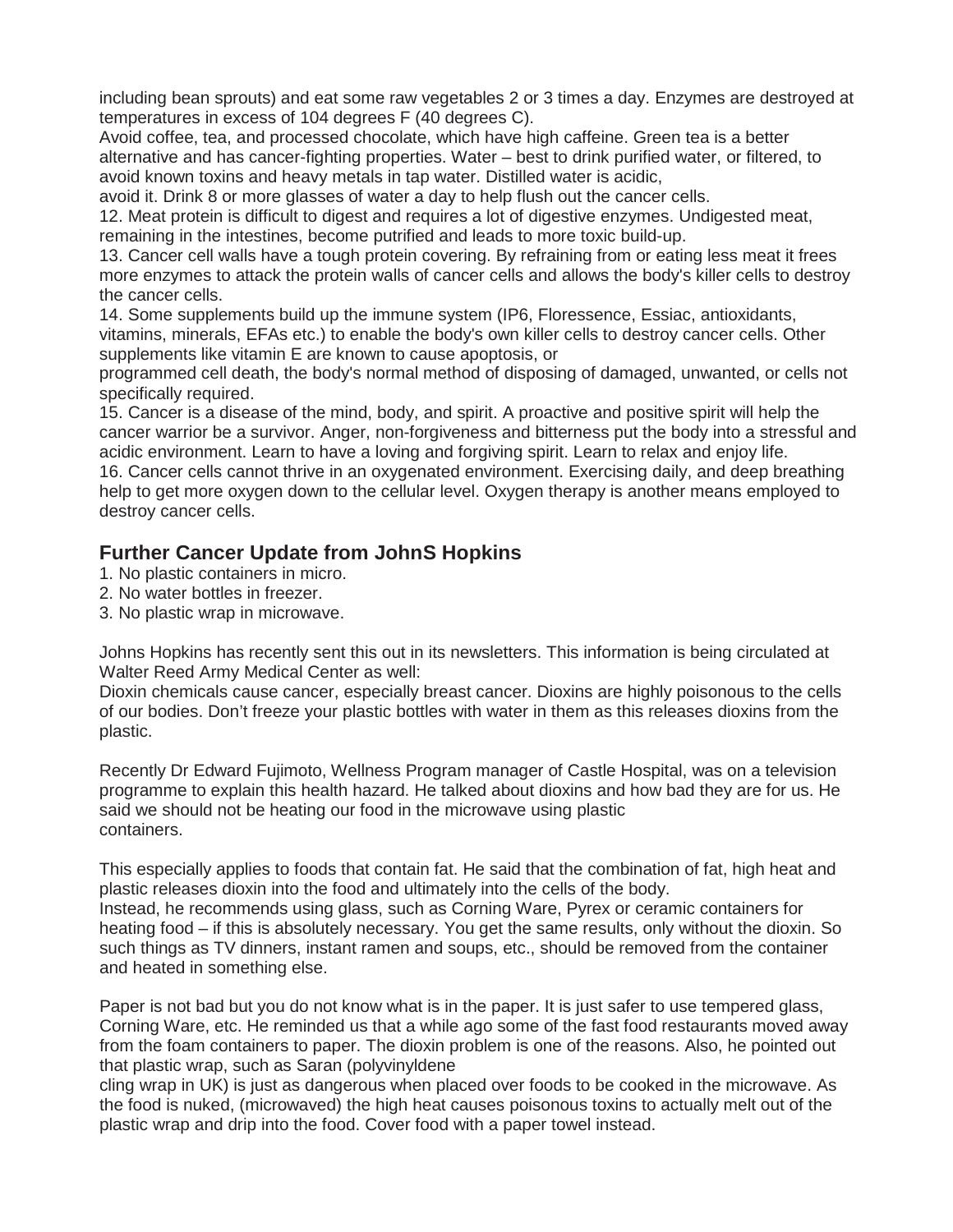including bean sprouts) and eat some raw vegetables 2 or 3 times a day. Enzymes are destroyed at temperatures in excess of 104 degrees F (40 degrees C).

Avoid coffee, tea, and processed chocolate, which have high caffeine. Green tea is a better alternative and has cancer-fighting properties. Water – best to drink purified water, or filtered, to avoid known toxins and heavy metals in tap water. Distilled water is acidic, avoid it. Drink 8 or more glasses of water a day to help flush out the cancer cells.

12. Meat protein is difficult to digest and requires a lot of digestive enzymes. Undigested meat, remaining in the intestines, become putrified and leads to more toxic build-up.
13. Cancer cell walls have a tough protein covering. By refraining from or eating less meat it frees more enzymes to attack the protein walls of cancer cells and allows the body's killer cells to destroy the cancer cells.
14. Some supplements build up the immune system (IP6, Floressence, Essiac, antioxidants, vitamins, minerals, EFAs etc.) to enable the body's own killer cells to destroy cancer cells. Other supplements like vitamin E are known to cause apoptosis, or programmed cell death, the body's normal method of disposing of damaged, unwanted, or cells not specifically required.
15. Cancer is a disease of the mind, body, and spirit. A proactive and positive spirit will help the cancer warrior be a survivor. Anger, non-forgiveness and bitterness put the body into a stressful and acidic environment. Learn to have a loving and forgiving spirit. Learn to relax and enjoy life.
16. Cancer cells cannot thrive in an oxygenated environment. Exercising daily, and deep breathing help to get more oxygen down to the cellular level. Oxygen therapy is another means employed to destroy cancer cells.

## Further Cancer Update from JohnS Hopkins

1. No plastic containers in micro.
2. No water bottles in freezer.
3. No plastic wrap in microwave.

Johns Hopkins has recently sent this out in its newsletters. This information is being circulated at Walter Reed Army Medical Center as well:

Dioxin chemicals cause cancer, especially breast cancer. Dioxins are highly poisonous to the cells of our bodies. Don't freeze your plastic bottles with water in them as this releases dioxins from the plastic.

Recently Dr Edward Fujimoto, Wellness Program manager of Castle Hospital, was on a television programme to explain this health hazard. He talked about dioxins and how bad they are for us. He said we should not be heating our food in the microwave using plastic containers.

This especially applies to foods that contain fat. He said that the combination of fat, high heat and plastic releases dioxin into the food and ultimately into the cells of the body.

Instead, he recommends using glass, such as Corning Ware, Pyrex or ceramic containers for heating food – if this is absolutely necessary. You get the same results, only without the dioxin. So such things as TV dinners, instant ramen and soups, etc., should be removed from the container and heated in something else.

Paper is not bad but you do not know what is in the paper. It is just safer to use tempered glass, Corning Ware, etc. He reminded us that a while ago some of the fast food restaurants moved away from the foam containers to paper. The dioxin problem is one of the reasons. Also, he pointed out that plastic wrap, such as Saran (polyvinyldene cling wrap in UK) is just as dangerous when placed over foods to be cooked in the microwave. As the food is nuked, (microwaved) the high heat causes poisonous toxins to actually melt out of the plastic wrap and drip into the food. Cover food with a paper towel instead.